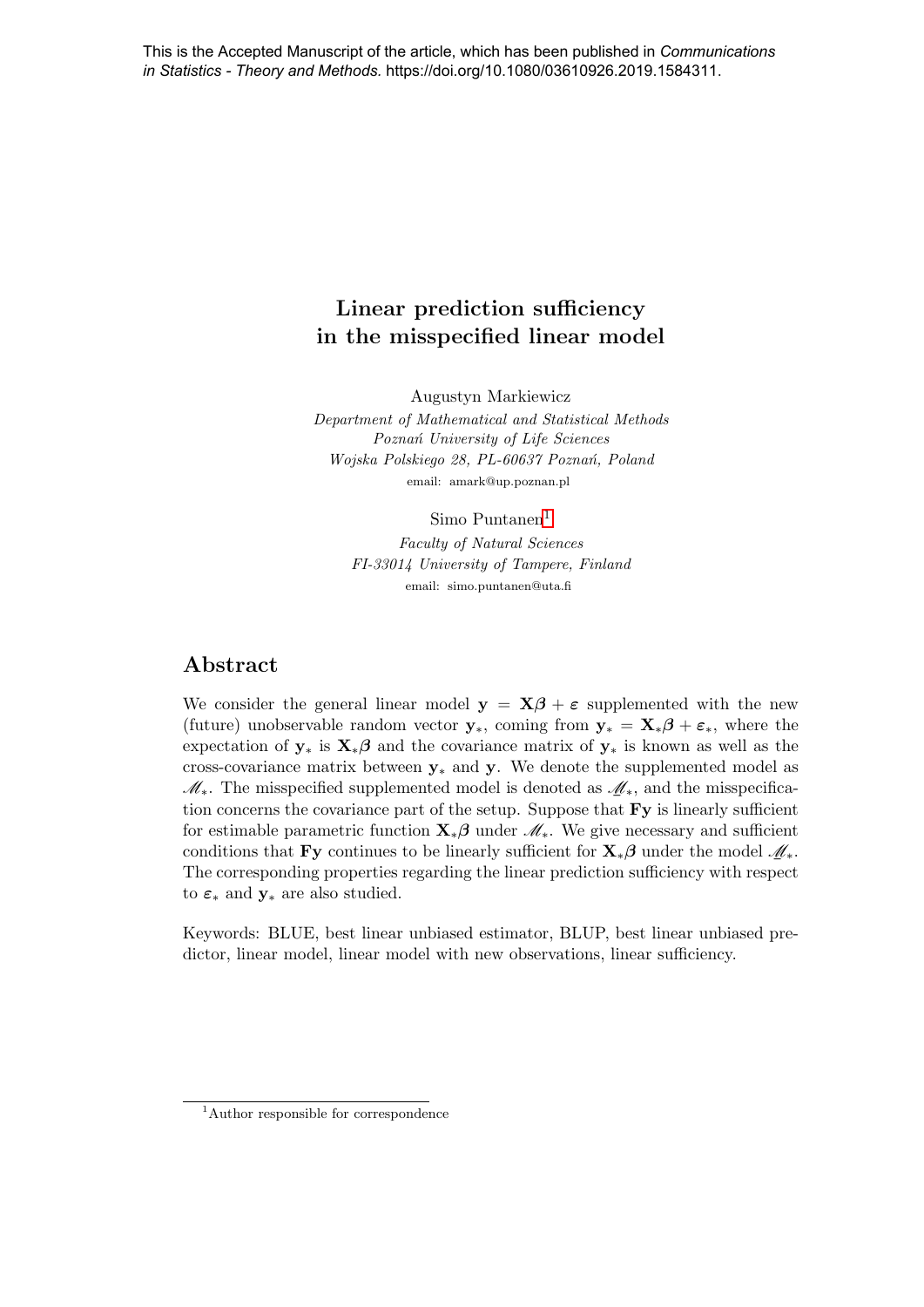This is the Accepted Manuscript of the article, which has been published in *Communications in Statistics - Theory and Methods.* https://doi.org/10.1080/03610926.2019.1584311.

# Linear prediction sufficiency in the misspecified linear model

Augustyn Markiewicz

*Department of Mathematical and Statistical Methods*
*Poznań University of Life Sciences*
*Wojska Polskiego 28, PL-60637 Poznań, Poland*
email: amark@up.poznan.pl

Simo Puntanen[1]

*Faculty of Natural Sciences*
*FI-33014 University of Tampere, Finland*
email: simo.puntanen@uta.fi

## Abstract

We consider the general linear model $\mathbf{y} = \mathbf{X}\boldsymbol{\beta} + \boldsymbol{\varepsilon}$ supplemented with the new (future) unobservable random vector $\mathbf{y}_*$, coming from $\mathbf{y}_* = \mathbf{X}_*\boldsymbol{\beta} + \boldsymbol{\varepsilon}_*$, where the expectation of $\mathbf{y}_*$ is $\mathbf{X}_*\boldsymbol{\beta}$ and the covariance matrix of $\mathbf{y}_*$ is known as well as the cross-covariance matrix between $\mathbf{y}_*$ and $\mathbf{y}$. We denote the supplemented model as $\mathscr{M}_*$. The misspecified supplemented model is denoted as $\underline{\mathscr{M}}_*$, and the misspecification concerns the covariance part of the setup. Suppose that $\mathbf{F}\mathbf{y}$ is linearly sufficient for estimable parametric function $\mathbf{X}_*\boldsymbol{\beta}$ under $\mathscr{M}_*$. We give necessary and sufficient conditions that $\mathbf{F}\mathbf{y}$ continues to be linearly sufficient for $\mathbf{X}_*\boldsymbol{\beta}$ under the model $\underline{\mathscr{M}}_*$. The corresponding properties regarding the linear prediction sufficiency with respect to $\boldsymbol{\varepsilon}_*$ and $\mathbf{y}_*$ are also studied.

Keywords: BLUE, best linear unbiased estimator, BLUP, best linear unbiased predictor, linear model, linear model with new observations, linear sufficiency.

[1] Author responsible for correspondence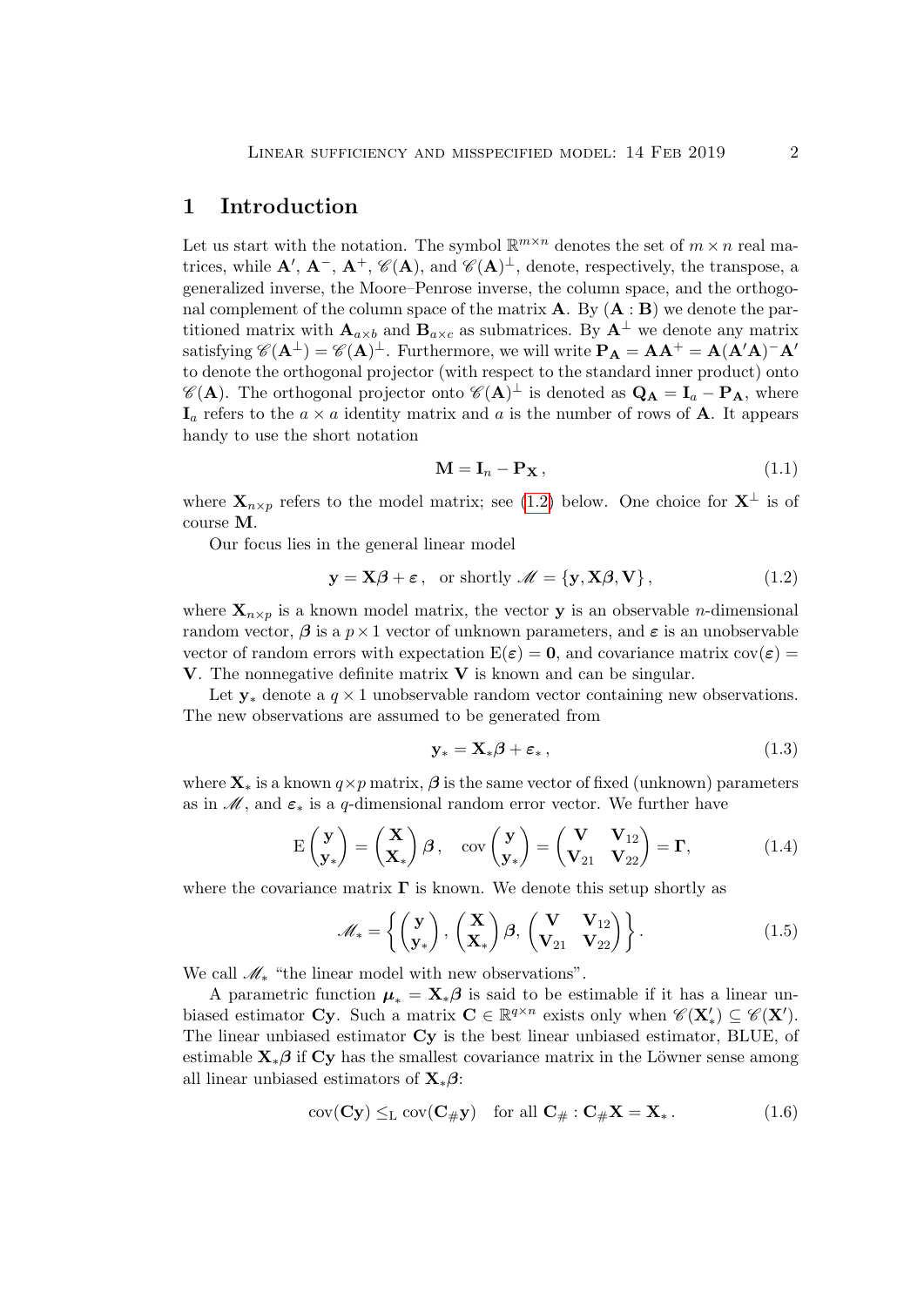## 1 Introduction

Let us start with the notation. The symbol $\mathbb{R}^{m\times n}$ denotes the set of $m\times n$ real matrices, while $\mathbf{A}'$, $\mathbf{A}^-$, $\mathbf{A}^+$, $\mathscr{C}(\mathbf{A})$, and $\mathscr{C}(\mathbf{A})^\perp$, denote, respectively, the transpose, a generalized inverse, the Moore–Penrose inverse, the column space, and the orthogonal complement of the column space of the matrix $\mathbf{A}$. By $(\mathbf{A} : \mathbf{B})$ we denote the partitioned matrix with $\mathbf{A}_{a\times b}$ and $\mathbf{B}_{a\times c}$ as submatrices. By $\mathbf{A}^\perp$ we denote any matrix satisfying $\mathscr{C}(\mathbf{A}^\perp) = \mathscr{C}(\mathbf{A})^\perp$. Furthermore, we will write $\mathbf{P}_\mathbf{A} = \mathbf{A}\mathbf{A}^+ = \mathbf{A}(\mathbf{A}'\mathbf{A})^-\mathbf{A}'$ to denote the orthogonal projector (with respect to the standard inner product) onto $\mathscr{C}(\mathbf{A})$. The orthogonal projector onto $\mathscr{C}(\mathbf{A})^\perp$ is denoted as $\mathbf{Q}_\mathbf{A} = \mathbf{I}_a - \mathbf{P}_\mathbf{A}$, where $\mathbf{I}_a$ refers to the $a\times a$ identity matrix and $a$ is the number of rows of $\mathbf{A}$. It appears handy to use the short notation

$$\mathbf{M} = \mathbf{I}_n - \mathbf{P}_\mathbf{X}\,, \tag{1.1}$$

where $\mathbf{X}_{n\times p}$ refers to the model matrix; see (1.2) below. One choice for $\mathbf{X}^\perp$ is of course $\mathbf{M}$.

Our focus lies in the general linear model

$$\mathbf{y} = \mathbf{X}\boldsymbol{\beta} + \boldsymbol{\varepsilon}\,, \quad \text{or shortly } \mathscr{M} = \{\mathbf{y}, \mathbf{X}\boldsymbol{\beta}, \mathbf{V}\}\,, \tag{1.2}$$

where $\mathbf{X}_{n\times p}$ is a known model matrix, the vector $\mathbf{y}$ is an observable $n$-dimensional random vector, $\boldsymbol{\beta}$ is a $p\times 1$ vector of unknown parameters, and $\boldsymbol{\varepsilon}$ is an unobservable vector of random errors with expectation $\mathrm{E}(\boldsymbol{\varepsilon}) = \mathbf{0}$, and covariance matrix $\mathrm{cov}(\boldsymbol{\varepsilon}) = \mathbf{V}$. The nonnegative definite matrix $\mathbf{V}$ is known and can be singular.

Let $\mathbf{y}_*$ denote a $q\times 1$ unobservable random vector containing new observations. The new observations are assumed to be generated from

$$\mathbf{y}_* = \mathbf{X}_*\boldsymbol{\beta} + \boldsymbol{\varepsilon}_*\,, \tag{1.3}$$

where $\mathbf{X}_*$ is a known $q\times p$ matrix, $\boldsymbol{\beta}$ is the same vector of fixed (unknown) parameters as in $\mathscr{M}$, and $\boldsymbol{\varepsilon}_*$ is a $q$-dimensional random error vector. We further have

$$\mathrm{E}\begin{pmatrix}\mathbf{y}\\ \mathbf{y}_*\end{pmatrix} = \begin{pmatrix}\mathbf{X}\\ \mathbf{X}_*\end{pmatrix}\boldsymbol{\beta}\,, \quad \mathrm{cov}\begin{pmatrix}\mathbf{y}\\ \mathbf{y}_*\end{pmatrix} = \begin{pmatrix}\mathbf{V} & \mathbf{V}_{12}\\ \mathbf{V}_{21} & \mathbf{V}_{22}\end{pmatrix} = \boldsymbol{\Gamma}, \tag{1.4}$$

where the covariance matrix $\boldsymbol{\Gamma}$ is known. We denote this setup shortly as

$$\mathscr{M}_* = \left\{ \begin{pmatrix}\mathbf{y}\\ \mathbf{y}_*\end{pmatrix}, \begin{pmatrix}\mathbf{X}\\ \mathbf{X}_*\end{pmatrix}\boldsymbol{\beta}, \begin{pmatrix}\mathbf{V} & \mathbf{V}_{12}\\ \mathbf{V}_{21} & \mathbf{V}_{22}\end{pmatrix} \right\}. \tag{1.5}$$

We call $\mathscr{M}_*$ "the linear model with new observations".

A parametric function $\boldsymbol{\mu}_* = \mathbf{X}_*\boldsymbol{\beta}$ is said to be estimable if it has a linear unbiased estimator $\mathbf{C}\mathbf{y}$. Such a matrix $\mathbf{C} \in \mathbb{R}^{q\times n}$ exists only when $\mathscr{C}(\mathbf{X}_*') \subseteq \mathscr{C}(\mathbf{X}')$. The linear unbiased estimator $\mathbf{C}\mathbf{y}$ is the best linear unbiased estimator, BLUE, of estimable $\mathbf{X}_*\boldsymbol{\beta}$ if $\mathbf{C}\mathbf{y}$ has the smallest covariance matrix in the Löwner sense among all linear unbiased estimators of $\mathbf{X}_*\boldsymbol{\beta}$:

$$\mathrm{cov}(\mathbf{C}\mathbf{y}) \leq_{\mathrm{L}} \mathrm{cov}(\mathbf{C}_\#\mathbf{y}) \quad \text{for all } \mathbf{C}_\# : \mathbf{C}_\#\mathbf{X} = \mathbf{X}_*\,. \tag{1.6}$$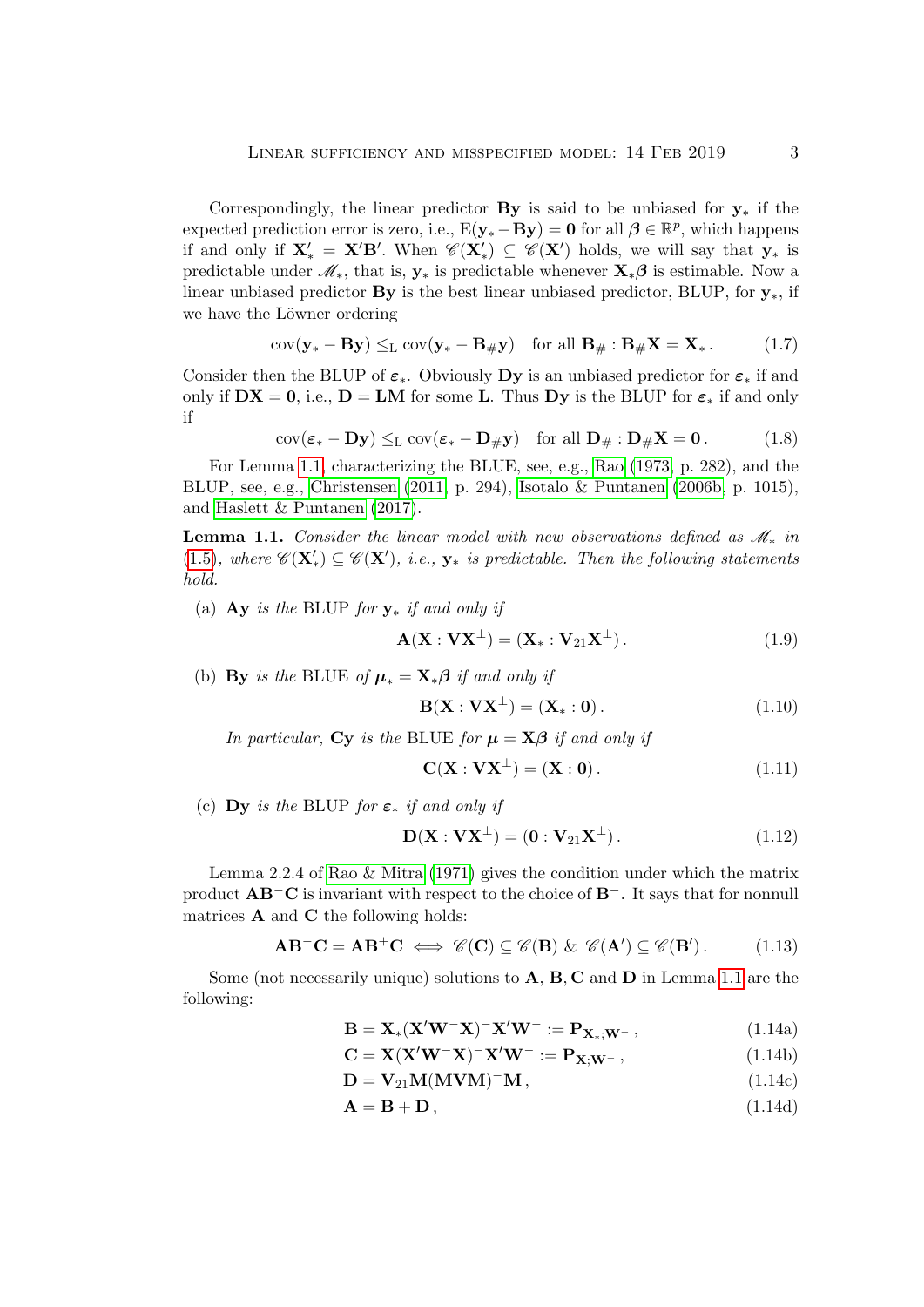Correspondingly, the linear predictor $\mathbf{By}$ is said to be unbiased for $\mathbf{y}_*$ if the expected prediction error is zero, i.e., $\mathrm{E}(\mathbf{y}_* - \mathbf{By}) = \mathbf{0}$ for all $\boldsymbol{\beta} \in \mathbb{R}^p$, which happens if and only if $\mathbf{X}_*' = \mathbf{X}'\mathbf{B}'$. When $\mathscr{C}(\mathbf{X}_*') \subseteq \mathscr{C}(\mathbf{X}')$ holds, we will say that $\mathbf{y}_*$ is predictable under $\mathscr{M}_*$, that is, $\mathbf{y}_*$ is predictable whenever $\mathbf{X}_*\boldsymbol{\beta}$ is estimable. Now a linear unbiased predictor $\mathbf{By}$ is the best linear unbiased predictor, BLUP, for $\mathbf{y}_*$, if we have the Löwner ordering

$$\mathrm{cov}(\mathbf{y}_* - \mathbf{By}) \leq_{\mathrm{L}} \mathrm{cov}(\mathbf{y}_* - \mathbf{B}_\#\mathbf{y}) \quad \text{for all } \mathbf{B}_\# : \mathbf{B}_\#\mathbf{X} = \mathbf{X}_* \,. \tag{1.7}$$

Consider then the BLUP of $\boldsymbol{\varepsilon}_*$. Obviously $\mathbf{Dy}$ is an unbiased predictor for $\boldsymbol{\varepsilon}_*$ if and only if $\mathbf{DX} = \mathbf{0}$, i.e., $\mathbf{D} = \mathbf{LM}$ for some $\mathbf{L}$. Thus $\mathbf{Dy}$ is the BLUP for $\boldsymbol{\varepsilon}_*$ if and only if

$$\mathrm{cov}(\boldsymbol{\varepsilon}_* - \mathbf{Dy}) \leq_{\mathrm{L}} \mathrm{cov}(\boldsymbol{\varepsilon}_* - \mathbf{D}_\#\mathbf{y}) \quad \text{for all } \mathbf{D}_\# : \mathbf{D}_\#\mathbf{X} = \mathbf{0} \,. \tag{1.8}$$

For Lemma 1.1, characterizing the BLUE, see, e.g., Rao (1973, p. 282), and the BLUP, see, e.g., Christensen (2011, p. 294), Isotalo & Puntanen (2006b, p. 1015), and Haslett & Puntanen (2017).

**Lemma 1.1.** *Consider the linear model with new observations defined as $\mathscr{M}_*$ in (1.5), where $\mathscr{C}(\mathbf{X}_*') \subseteq \mathscr{C}(\mathbf{X}')$, i.e., $\mathbf{y}_*$ is predictable. Then the following statements hold.*

(a) $\mathbf{Ay}$ *is the* BLUP *for* $\mathbf{y}_*$ *if and only if*

$$\mathbf{A}(\mathbf{X} : \mathbf{V}\mathbf{X}^\perp) = (\mathbf{X}_* : \mathbf{V}_{21}\mathbf{X}^\perp) \,. \tag{1.9}$$

(b) $\mathbf{By}$ *is the* BLUE *of* $\boldsymbol{\mu}_* = \mathbf{X}_*\boldsymbol{\beta}$ *if and only if*

$$\mathbf{B}(\mathbf{X} : \mathbf{V}\mathbf{X}^\perp) = (\mathbf{X}_* : \mathbf{0}) \,. \tag{1.10}$$

*In particular,* $\mathbf{Cy}$ *is the* BLUE *for* $\boldsymbol{\mu} = \mathbf{X}\boldsymbol{\beta}$ *if and only if*

$$\mathbf{C}(\mathbf{X} : \mathbf{V}\mathbf{X}^\perp) = (\mathbf{X} : \mathbf{0}) \,. \tag{1.11}$$

(c) $\mathbf{Dy}$ *is the* BLUP *for* $\boldsymbol{\varepsilon}_*$ *if and only if*

$$\mathbf{D}(\mathbf{X} : \mathbf{V}\mathbf{X}^\perp) = (\mathbf{0} : \mathbf{V}_{21}\mathbf{X}^\perp) \,. \tag{1.12}$$

Lemma 2.2.4 of Rao & Mitra (1971) gives the condition under which the matrix product $\mathbf{AB}^-\mathbf{C}$ is invariant with respect to the choice of $\mathbf{B}^-$. It says that for nonnull matrices $\mathbf{A}$ and $\mathbf{C}$ the following holds:

$$\mathbf{AB}^-\mathbf{C} = \mathbf{AB}^+\mathbf{C} \iff \mathscr{C}(\mathbf{C}) \subseteq \mathscr{C}(\mathbf{B}) \;\&\; \mathscr{C}(\mathbf{A}') \subseteq \mathscr{C}(\mathbf{B}') \,. \tag{1.13}$$

Some (not necessarily unique) solutions to $\mathbf{A}, \mathbf{B}, \mathbf{C}$ and $\mathbf{D}$ in Lemma 1.1 are the following:

$$\mathbf{B} = \mathbf{X}_*(\mathbf{X}'\mathbf{W}^-\mathbf{X})^-\mathbf{X}'\mathbf{W}^- := \mathbf{P}_{\mathbf{X}_*;\mathbf{W}^-} \,, \tag{1.14a}$$

$$\mathbf{C} = \mathbf{X}(\mathbf{X}'\mathbf{W}^-\mathbf{X})^-\mathbf{X}'\mathbf{W}^- := \mathbf{P}_{\mathbf{X};\mathbf{W}^-} \,, \tag{1.14b}$$

$$\mathbf{D} = \mathbf{V}_{21}\mathbf{M}(\mathbf{MVM})^-\mathbf{M} \,, \tag{1.14c}$$

$$\mathbf{A} = \mathbf{B} + \mathbf{D} \,, \tag{1.14d}$$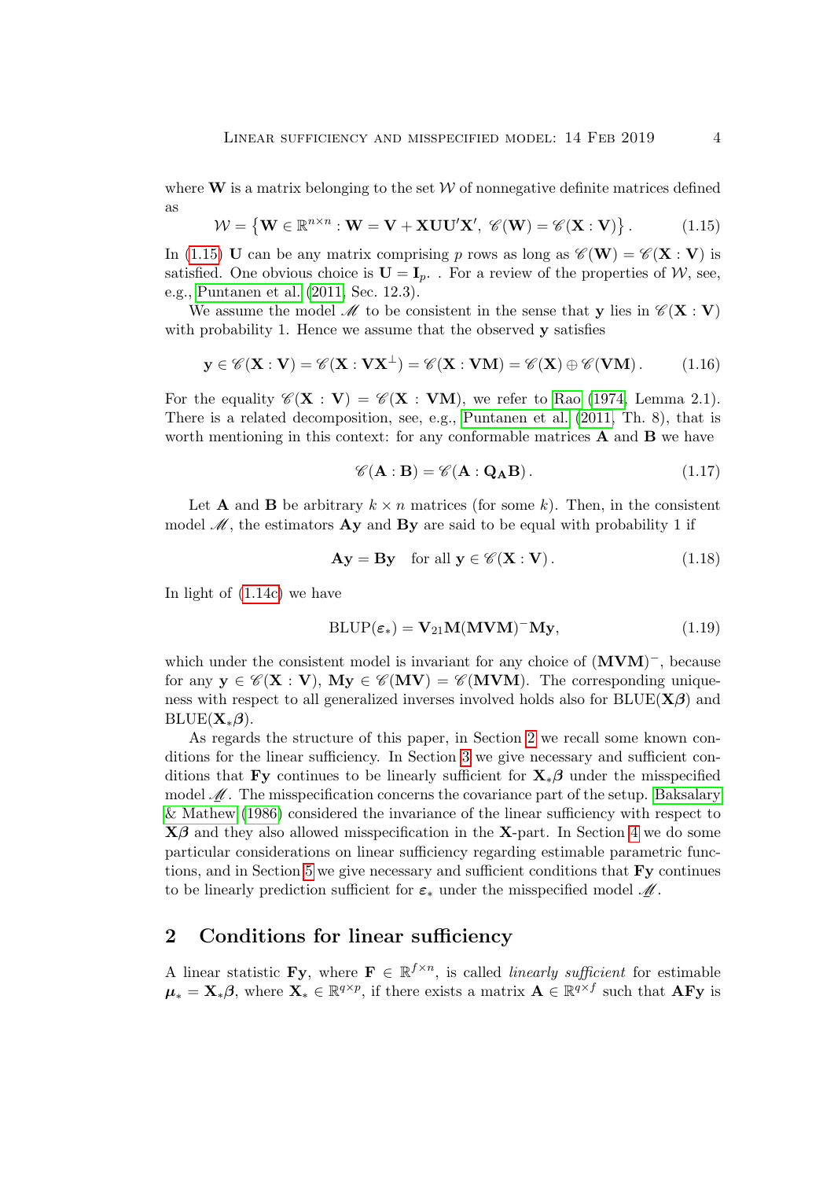where $\mathbf{W}$ is a matrix belonging to the set $\mathcal{W}$ of nonnegative definite matrices defined as

$$\mathcal{W} = \left\{ \mathbf{W} \in \mathbb{R}^{n\times n} : \mathbf{W} = \mathbf{V} + \mathbf{X}\mathbf{U}\mathbf{U}'\mathbf{X}',\ \mathscr{C}(\mathbf{W}) = \mathscr{C}(\mathbf{X} : \mathbf{V}) \right\}. \tag{1.15}$$

In (1.15) $\mathbf{U}$ can be any matrix comprising $p$ rows as long as $\mathscr{C}(\mathbf{W}) = \mathscr{C}(\mathbf{X} : \mathbf{V})$ is satisfied. One obvious choice is $\mathbf{U} = \mathbf{I}_p$. . For a review of the properties of $\mathcal{W}$, see, e.g., Puntanen et al. (2011, Sec. 12.3).

We assume the model $\mathscr{M}$ to be consistent in the sense that $\mathbf{y}$ lies in $\mathscr{C}(\mathbf{X} : \mathbf{V})$ with probability 1. Hence we assume that the observed $\mathbf{y}$ satisfies

$$\mathbf{y} \in \mathscr{C}(\mathbf{X} : \mathbf{V}) = \mathscr{C}(\mathbf{X} : \mathbf{V}\mathbf{X}^{\perp}) = \mathscr{C}(\mathbf{X} : \mathbf{V}\mathbf{M}) = \mathscr{C}(\mathbf{X}) \oplus \mathscr{C}(\mathbf{V}\mathbf{M}). \tag{1.16}$$

For the equality $\mathscr{C}(\mathbf{X} : \mathbf{V}) = \mathscr{C}(\mathbf{X} : \mathbf{V}\mathbf{M})$, we refer to Rao (1974, Lemma 2.1). There is a related decomposition, see, e.g., Puntanen et al. (2011, Th. 8), that is worth mentioning in this context: for any conformable matrices $\mathbf{A}$ and $\mathbf{B}$ we have

$$\mathscr{C}(\mathbf{A} : \mathbf{B}) = \mathscr{C}(\mathbf{A} : \mathbf{Q}_{\mathbf{A}}\mathbf{B}). \tag{1.17}$$

Let $\mathbf{A}$ and $\mathbf{B}$ be arbitrary $k \times n$ matrices (for some $k$). Then, in the consistent model $\mathscr{M}$, the estimators $\mathbf{A}\mathbf{y}$ and $\mathbf{B}\mathbf{y}$ are said to be equal with probability 1 if

$$\mathbf{A}\mathbf{y} = \mathbf{B}\mathbf{y} \quad \text{for all } \mathbf{y} \in \mathscr{C}(\mathbf{X} : \mathbf{V}). \tag{1.18}$$

In light of (1.14c) we have

$$\mathrm{BLUP}(\boldsymbol{\varepsilon}_*) = \mathbf{V}_{21}\mathbf{M}(\mathbf{M}\mathbf{V}\mathbf{M})^{-}\mathbf{M}\mathbf{y}, \tag{1.19}$$

which under the consistent model is invariant for any choice of $(\mathbf{M}\mathbf{V}\mathbf{M})^{-}$, because for any $\mathbf{y} \in \mathscr{C}(\mathbf{X} : \mathbf{V})$, $\mathbf{M}\mathbf{y} \in \mathscr{C}(\mathbf{M}\mathbf{V}) = \mathscr{C}(\mathbf{M}\mathbf{V}\mathbf{M})$. The corresponding uniqueness with respect to all generalized inverses involved holds also for $\mathrm{BLUE}(\mathbf{X}\boldsymbol{\beta})$ and $\mathrm{BLUE}(\mathbf{X}_*\boldsymbol{\beta})$.

As regards the structure of this paper, in Section 2 we recall some known conditions for the linear sufficiency. In Section 3 we give necessary and sufficient conditions that $\mathbf{F}\mathbf{y}$ continues to be linearly sufficient for $\mathbf{X}_*\boldsymbol{\beta}$ under the misspecified model $\mathscr{M}$. The misspecification concerns the covariance part of the setup. Baksalary & Mathew (1986) considered the invariance of the linear sufficiency with respect to $\mathbf{X}\boldsymbol{\beta}$ and they also allowed misspecification in the $\mathbf{X}$-part. In Section 4 we do some particular considerations on linear sufficiency regarding estimable parametric functions, and in Section 5 we give necessary and sufficient conditions that $\mathbf{F}\mathbf{y}$ continues to be linearly prediction sufficient for $\boldsymbol{\varepsilon}_*$ under the misspecified model $\mathscr{M}$.

## 2 Conditions for linear sufficiency

A linear statistic $\mathbf{F}\mathbf{y}$, where $\mathbf{F} \in \mathbb{R}^{f\times n}$, is called *linearly sufficient* for estimable $\boldsymbol{\mu}_* = \mathbf{X}_*\boldsymbol{\beta}$, where $\mathbf{X}_* \in \mathbb{R}^{q\times p}$, if there exists a matrix $\mathbf{A} \in \mathbb{R}^{q\times f}$ such that $\mathbf{A}\mathbf{F}\mathbf{y}$ is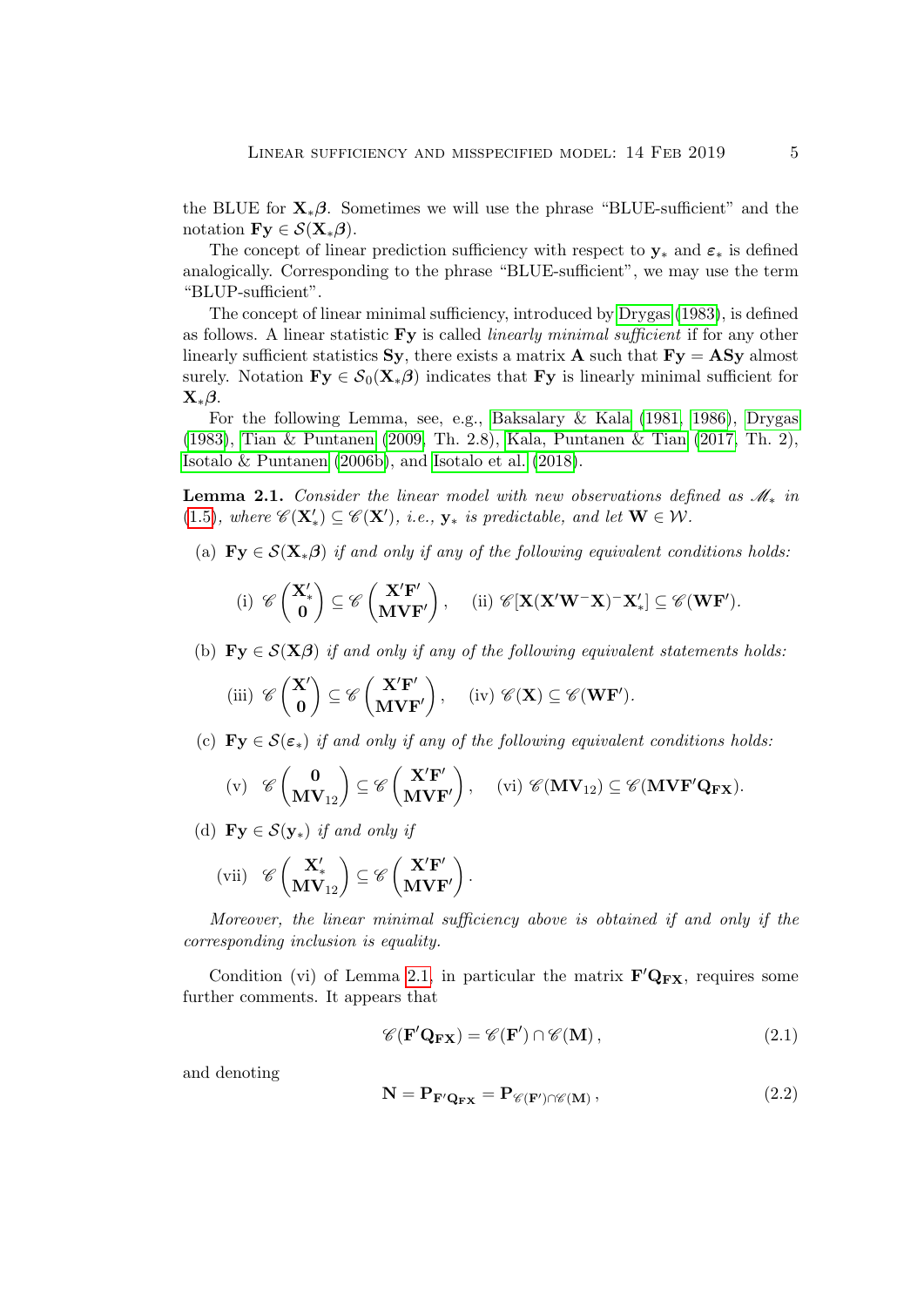the BLUE for $\mathbf{X}_*\boldsymbol{\beta}$. Sometimes we will use the phrase "BLUE-sufficient" and the notation $\mathbf{Fy} \in \mathcal{S}(\mathbf{X}_*\boldsymbol{\beta})$.

The concept of linear prediction sufficiency with respect to $\mathbf{y}_*$ and $\boldsymbol{\varepsilon}_*$ is defined analogically. Corresponding to the phrase "BLUE-sufficient", we may use the term "BLUP-sufficient".

The concept of linear minimal sufficiency, introduced by Drygas (1983), is defined as follows. A linear statistic $\mathbf{Fy}$ is called *linearly minimal sufficient* if for any other linearly sufficient statistics $\mathbf{Sy}$, there exists a matrix $\mathbf{A}$ such that $\mathbf{Fy} = \mathbf{ASy}$ almost surely. Notation $\mathbf{Fy} \in \mathcal{S}_0(\mathbf{X}_*\boldsymbol{\beta})$ indicates that $\mathbf{Fy}$ is linearly minimal sufficient for $\mathbf{X}_*\boldsymbol{\beta}$.

For the following Lemma, see, e.g., Baksalary & Kala (1981, 1986), Drygas (1983), Tian & Puntanen (2009, Th. 2.8), Kala, Puntanen & Tian (2017, Th. 2), Isotalo & Puntanen (2006b), and Isotalo et al. (2018).

**Lemma 2.1.** *Consider the linear model with new observations defined as $\mathscr{M}_*$ in (1.5), where $\mathscr{C}(\mathbf{X}'_*) \subseteq \mathscr{C}(\mathbf{X}')$, i.e., $\mathbf{y}_*$ is predictable, and let $\mathbf{W} \in \mathcal{W}$.*

(a) $\mathbf{Fy} \in \mathcal{S}(\mathbf{X}_*\boldsymbol{\beta})$ *if and only if any of the following equivalent conditions holds:*

$$\text{(i)}\ \mathscr{C}\begin{pmatrix} \mathbf{X}'_* \\ \mathbf{0} \end{pmatrix} \subseteq \mathscr{C}\begin{pmatrix} \mathbf{X}'\mathbf{F}' \\ \mathbf{MVF}' \end{pmatrix}, \quad \text{(ii)}\ \mathscr{C}[\mathbf{X}(\mathbf{X}'\mathbf{W}^-\mathbf{X})^-\mathbf{X}'_*] \subseteq \mathscr{C}(\mathbf{WF}').$$

(b) $\mathbf{Fy} \in \mathcal{S}(\mathbf{X}\boldsymbol{\beta})$ *if and only if any of the following equivalent statements holds:*

$$\text{(iii)}\ \mathscr{C}\begin{pmatrix} \mathbf{X}' \\ \mathbf{0} \end{pmatrix} \subseteq \mathscr{C}\begin{pmatrix} \mathbf{X}'\mathbf{F}' \\ \mathbf{MVF}' \end{pmatrix}, \quad \text{(iv)}\ \mathscr{C}(\mathbf{X}) \subseteq \mathscr{C}(\mathbf{WF}').$$

(c) $\mathbf{Fy} \in \mathcal{S}(\boldsymbol{\varepsilon}_*)$ *if and only if any of the following equivalent conditions holds:*

$$\text{(v)}\ \ \mathscr{C}\begin{pmatrix} \mathbf{0} \\ \mathbf{MV}_{12} \end{pmatrix} \subseteq \mathscr{C}\begin{pmatrix} \mathbf{X}'\mathbf{F}' \\ \mathbf{MVF}' \end{pmatrix}, \quad \text{(vi)}\ \mathscr{C}(\mathbf{MV}_{12}) \subseteq \mathscr{C}(\mathbf{MVF}'\mathbf{Q}_{\mathbf{FX}}).$$

(d) $\mathbf{Fy} \in \mathcal{S}(\mathbf{y}_*)$ *if and only if*

$$\text{(vii)}\ \ \mathscr{C}\begin{pmatrix} \mathbf{X}'_* \\ \mathbf{MV}_{12} \end{pmatrix} \subseteq \mathscr{C}\begin{pmatrix} \mathbf{X}'\mathbf{F}' \\ \mathbf{MVF}' \end{pmatrix}.$$

*Moreover, the linear minimal sufficiency above is obtained if and only if the corresponding inclusion is equality.*

Condition (vi) of Lemma 2.1, in particular the matrix $\mathbf{F}'\mathbf{Q}_{\mathbf{FX}}$, requires some further comments. It appears that

$$\mathscr{C}(\mathbf{F}'\mathbf{Q}_{\mathbf{FX}}) = \mathscr{C}(\mathbf{F}') \cap \mathscr{C}(\mathbf{M}), \tag{2.1}$$

and denoting

$$\mathbf{N} = \mathbf{P}_{\mathbf{F}'\mathbf{Q}_{\mathbf{FX}}} = \mathbf{P}_{\mathscr{C}(\mathbf{F}') \cap \mathscr{C}(\mathbf{M})}, \tag{2.2}$$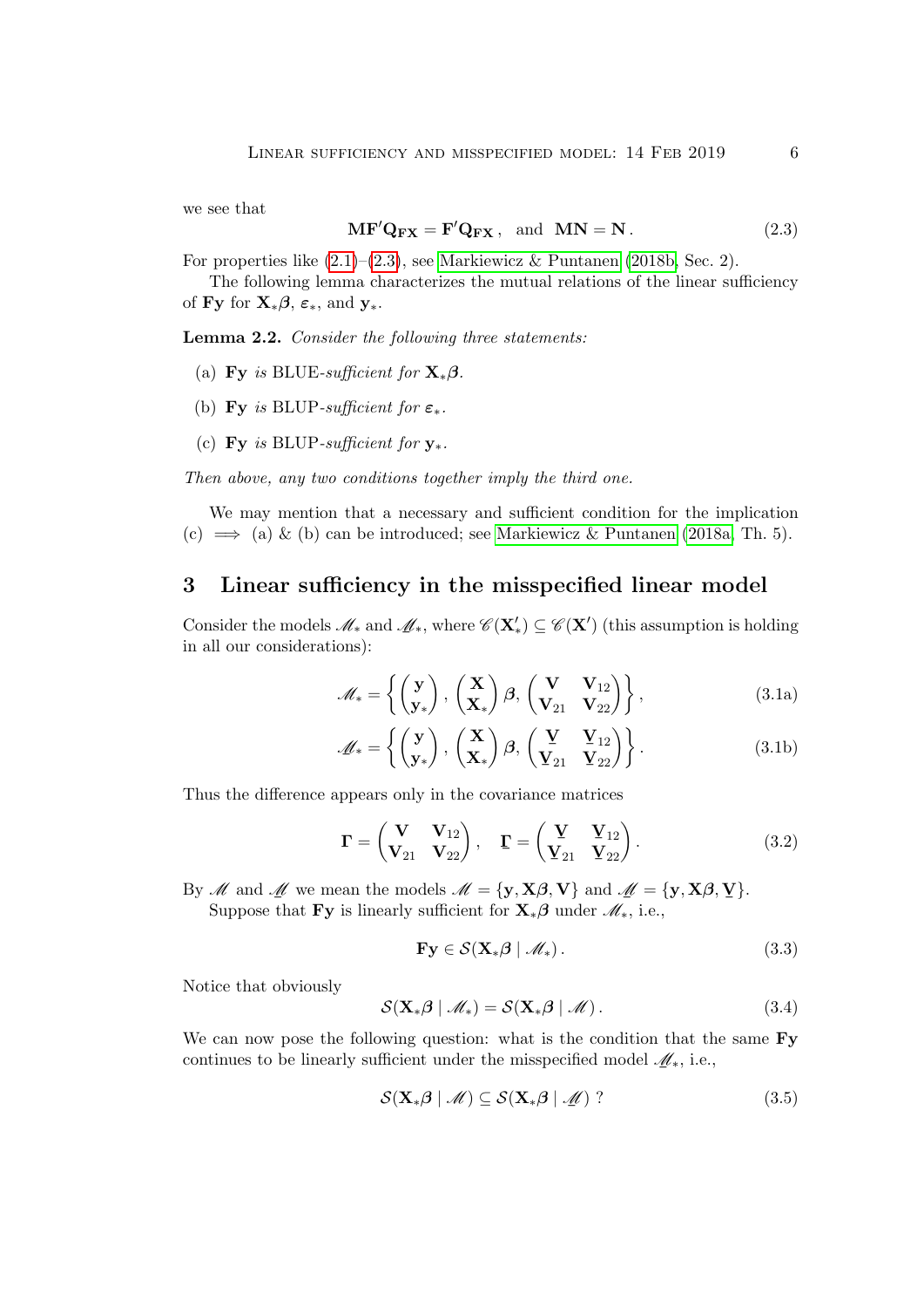we see that

$$\mathbf{M}\mathbf{F}'\mathbf{Q}_{\mathbf{FX}} = \mathbf{F}'\mathbf{Q}_{\mathbf{FX}}\,, \quad \text{and} \quad \mathbf{M}\mathbf{N} = \mathbf{N}\,. \tag{2.3}$$

For properties like (2.1)–(2.3), see Markiewicz & Puntanen (2018b, Sec. 2).

The following lemma characterizes the mutual relations of the linear sufficiency of $\mathbf{Fy}$ for $\mathbf{X}_*\boldsymbol{\beta}$, $\boldsymbol{\varepsilon}_*$, and $\mathbf{y}_*$.

**Lemma 2.2.** *Consider the following three statements:*

(a) $\mathbf{Fy}$ *is* BLUE*-sufficient for* $\mathbf{X}_*\boldsymbol{\beta}$*.*

(b) $\mathbf{Fy}$ *is* BLUP*-sufficient for* $\boldsymbol{\varepsilon}_*$*.*

(c) $\mathbf{Fy}$ *is* BLUP*-sufficient for* $\mathbf{y}_*$*.*

*Then above, any two conditions together imply the third one.*

We may mention that a necessary and sufficient condition for the implication (c) $\implies$ (a) & (b) can be introduced; see Markiewicz & Puntanen (2018a, Th. 5).

## 3 Linear sufficiency in the misspecified linear model

Consider the models $\mathscr{M}_*$ and $\underline{\mathscr{M}}_*$, where $\mathscr{C}(\mathbf{X}_*') \subseteq \mathscr{C}(\mathbf{X}')$ (this assumption is holding in all our considerations):

$$\mathscr{M}_* = \left\{ \begin{pmatrix} \mathbf{y} \\ \mathbf{y}_* \end{pmatrix}, \begin{pmatrix} \mathbf{X} \\ \mathbf{X}_* \end{pmatrix} \boldsymbol{\beta}, \begin{pmatrix} \mathbf{V} & \mathbf{V}_{12} \\ \mathbf{V}_{21} & \mathbf{V}_{22} \end{pmatrix} \right\}, \tag{3.1a}$$

$$\underline{\mathscr{M}}_* = \left\{ \begin{pmatrix} \mathbf{y} \\ \mathbf{y}_* \end{pmatrix}, \begin{pmatrix} \mathbf{X} \\ \mathbf{X}_* \end{pmatrix} \boldsymbol{\beta}, \begin{pmatrix} \underline{\mathbf{V}} & \underline{\mathbf{V}}_{12} \\ \underline{\mathbf{V}}_{21} & \underline{\mathbf{V}}_{22} \end{pmatrix} \right\}. \tag{3.1b}$$

Thus the difference appears only in the covariance matrices

$$\boldsymbol{\Gamma} = \begin{pmatrix} \mathbf{V} & \mathbf{V}_{12} \\ \mathbf{V}_{21} & \mathbf{V}_{22} \end{pmatrix}, \quad \underline{\boldsymbol{\Gamma}} = \begin{pmatrix} \underline{\mathbf{V}} & \underline{\mathbf{V}}_{12} \\ \underline{\mathbf{V}}_{21} & \underline{\mathbf{V}}_{22} \end{pmatrix}. \tag{3.2}$$

By $\mathscr{M}$ and $\underline{\mathscr{M}}$ we mean the models $\mathscr{M} = \{\mathbf{y}, \mathbf{X}\boldsymbol{\beta}, \mathbf{V}\}$ and $\underline{\mathscr{M}} = \{\mathbf{y}, \mathbf{X}\boldsymbol{\beta}, \underline{\mathbf{V}}\}$.

Suppose that $\mathbf{Fy}$ is linearly sufficient for $\mathbf{X}_*\boldsymbol{\beta}$ under $\mathscr{M}_*$, i.e.,

$$\mathbf{Fy} \in \mathcal{S}(\mathbf{X}_*\boldsymbol{\beta} \mid \mathscr{M}_*)\,. \tag{3.3}$$

Notice that obviously

$$\mathcal{S}(\mathbf{X}_*\boldsymbol{\beta} \mid \mathscr{M}_*) = \mathcal{S}(\mathbf{X}_*\boldsymbol{\beta} \mid \mathscr{M})\,. \tag{3.4}$$

We can now pose the following question: what is the condition that the same $\mathbf{Fy}$ continues to be linearly sufficient under the misspecified model $\underline{\mathscr{M}}_*$, i.e.,

$$\mathcal{S}(\mathbf{X}_*\boldsymbol{\beta} \mid \mathscr{M}) \subseteq \mathcal{S}(\mathbf{X}_*\boldsymbol{\beta} \mid \underline{\mathscr{M}})\ ? \tag{3.5}$$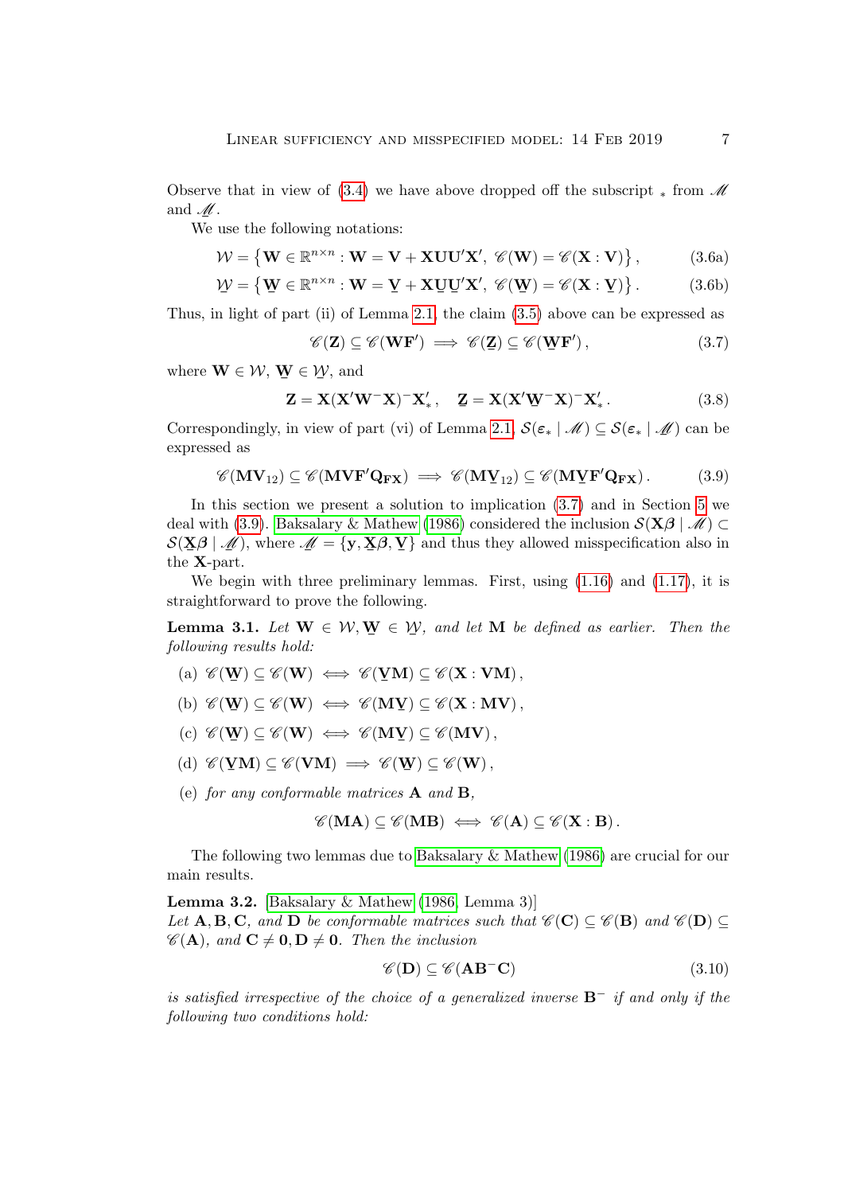Observe that in view of (3.4) we have above dropped off the subscript $_*$ from $\mathscr{M}$ and $\underline{\mathscr{M}}$.

We use the following notations:

$$\mathcal{W} = \{ \mathbf{W} \in \mathbb{R}^{n\times n} : \mathbf{W} = \mathbf{V} + \mathbf{X}\mathbf{U}\mathbf{U}'\mathbf{X}',\ \mathscr{C}(\mathbf{W}) = \mathscr{C}(\mathbf{X} : \mathbf{V}) \}, \tag{3.6a}$$

$$\underline{\mathcal{W}} = \{ \underline{\mathbf{W}} \in \mathbb{R}^{n\times n} : \mathbf{W} = \underline{\mathbf{V}} + \mathbf{X}\underline{\mathbf{U}}\underline{\mathbf{U}}'\mathbf{X}',\ \mathscr{C}(\underline{\mathbf{W}}) = \mathscr{C}(\mathbf{X} : \underline{\mathbf{V}}) \}. \tag{3.6b}$$

Thus, in light of part (ii) of Lemma 2.1, the claim (3.5) above can be expressed as

$$\mathscr{C}(\mathbf{Z}) \subseteq \mathscr{C}(\mathbf{W}\mathbf{F}') \implies \mathscr{C}(\underline{\mathbf{Z}}) \subseteq \mathscr{C}(\underline{\mathbf{W}}\mathbf{F}'), \tag{3.7}$$

where $\mathbf{W} \in \mathcal{W}$, $\underline{\mathbf{W}} \in \underline{\mathcal{W}}$, and

$$\mathbf{Z} = \mathbf{X}(\mathbf{X}'\mathbf{W}^-\mathbf{X})^-\mathbf{X}_*', \quad \underline{\mathbf{Z}} = \mathbf{X}(\mathbf{X}'\underline{\mathbf{W}}^-\mathbf{X})^-\mathbf{X}_*'. \tag{3.8}$$

Correspondingly, in view of part (vi) of Lemma 2.1, $\mathcal{S}(\varepsilon_* \mid \mathscr{M}) \subseteq \mathcal{S}(\varepsilon_* \mid \underline{\mathscr{M}})$ can be expressed as

$$\mathscr{C}(\mathbf{M}\mathbf{V}_{12}) \subseteq \mathscr{C}(\mathbf{M}\mathbf{V}\mathbf{F}'\mathbf{Q}_{\mathbf{F}\mathbf{X}}) \implies \mathscr{C}(\mathbf{M}\underline{\mathbf{V}}_{12}) \subseteq \mathscr{C}(\mathbf{M}\underline{\mathbf{V}}\mathbf{F}'\mathbf{Q}_{\mathbf{F}\mathbf{X}}). \tag{3.9}$$

In this section we present a solution to implication (3.7) and in Section 5 we deal with (3.9). Baksalary & Mathew (1986) considered the inclusion $\mathcal{S}(\mathbf{X}\boldsymbol{\beta} \mid \mathscr{M}) \subset \mathcal{S}(\underline{\mathbf{X}}\boldsymbol{\beta} \mid \underline{\mathscr{M}})$, where $\underline{\mathscr{M}} = \{\mathbf{y}, \underline{\mathbf{X}}\boldsymbol{\beta}, \underline{\mathbf{V}}\}$ and thus they allowed misspecification also in the $\mathbf{X}$-part.

We begin with three preliminary lemmas. First, using (1.16) and (1.17), it is straightforward to prove the following.

**Lemma 3.1.** *Let $\mathbf{W} \in \mathcal{W}$, $\underline{\mathbf{W}} \in \underline{\mathcal{W}}$, and let $\mathbf{M}$ be defined as earlier. Then the following results hold:*

(a) $\mathscr{C}(\underline{\mathbf{W}}) \subseteq \mathscr{C}(\mathbf{W}) \iff \mathscr{C}(\underline{\mathbf{V}}\mathbf{M}) \subseteq \mathscr{C}(\mathbf{X} : \mathbf{V}\mathbf{M})$,

(b) $\mathscr{C}(\underline{\mathbf{W}}) \subseteq \mathscr{C}(\mathbf{W}) \iff \mathscr{C}(\mathbf{M}\underline{\mathbf{V}}) \subseteq \mathscr{C}(\mathbf{X} : \mathbf{M}\mathbf{V})$,

(c) $\mathscr{C}(\underline{\mathbf{W}}) \subseteq \mathscr{C}(\mathbf{W}) \iff \mathscr{C}(\mathbf{M}\underline{\mathbf{V}}) \subseteq \mathscr{C}(\mathbf{M}\mathbf{V})$,

(d) $\mathscr{C}(\underline{\mathbf{V}}\mathbf{M}) \subseteq \mathscr{C}(\mathbf{V}\mathbf{M}) \implies \mathscr{C}(\underline{\mathbf{W}}) \subseteq \mathscr{C}(\mathbf{W})$,

(e) *for any conformable matrices $\mathbf{A}$ and $\mathbf{B}$,*

$$\mathscr{C}(\mathbf{M}\mathbf{A}) \subseteq \mathscr{C}(\mathbf{M}\mathbf{B}) \iff \mathscr{C}(\mathbf{A}) \subseteq \mathscr{C}(\mathbf{X} : \mathbf{B}).$$

The following two lemmas due to Baksalary & Mathew (1986) are crucial for our main results.

**Lemma 3.2.** [Baksalary & Mathew (1986, Lemma 3)]
*Let $\mathbf{A}, \mathbf{B}, \mathbf{C}$, and $\mathbf{D}$ be conformable matrices such that $\mathscr{C}(\mathbf{C}) \subseteq \mathscr{C}(\mathbf{B})$ and $\mathscr{C}(\mathbf{D}) \subseteq \mathscr{C}(\mathbf{A})$, and $\mathbf{C} \neq \mathbf{0}, \mathbf{D} \neq \mathbf{0}$. Then the inclusion*

$$\mathscr{C}(\mathbf{D}) \subseteq \mathscr{C}(\mathbf{A}\mathbf{B}^-\mathbf{C}) \tag{3.10}$$

*is satisfied irrespective of the choice of a generalized inverse $\mathbf{B}^-$ if and only if the following two conditions hold:*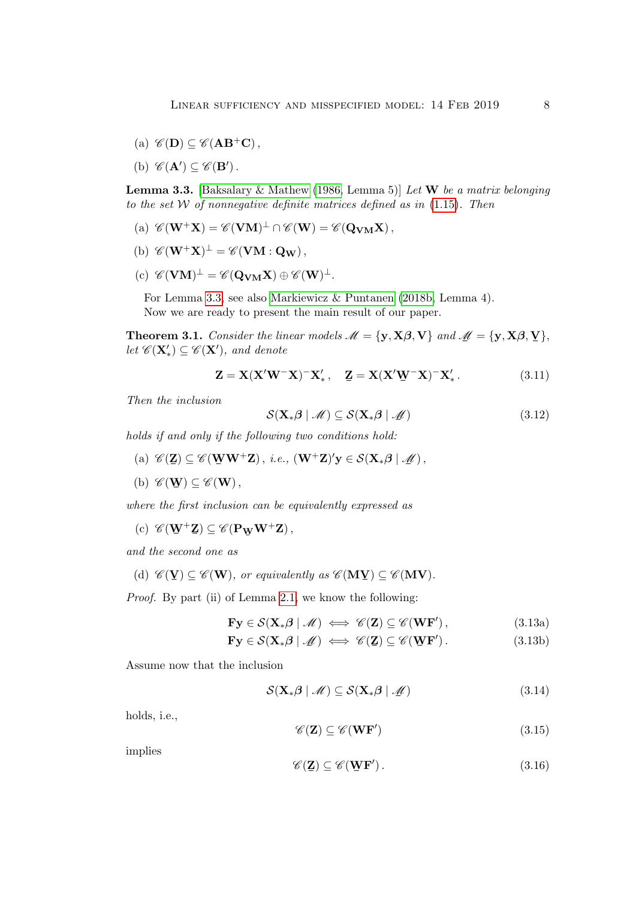(a) $\mathscr{C}(\mathbf{D}) \subseteq \mathscr{C}(\mathbf{A}\mathbf{B}^+\mathbf{C})$,

(b) $\mathscr{C}(\mathbf{A}') \subseteq \mathscr{C}(\mathbf{B}')$.

**Lemma 3.3.** [Baksalary & Mathew (1986, Lemma 5)] *Let $\mathbf{W}$ be a matrix belonging to the set $\mathcal{W}$ of nonnegative definite matrices defined as in (1.15). Then*

(a) $\mathscr{C}(\mathbf{W}^+\mathbf{X}) = \mathscr{C}(\mathbf{VM})^\perp \cap \mathscr{C}(\mathbf{W}) = \mathscr{C}(\mathbf{Q}_{\mathbf{VM}}\mathbf{X})$,

(b) $\mathscr{C}(\mathbf{W}^+\mathbf{X})^\perp = \mathscr{C}(\mathbf{VM} : \mathbf{Q}_{\mathbf{W}})$,

(c) $\mathscr{C}(\mathbf{VM})^\perp = \mathscr{C}(\mathbf{Q}_{\mathbf{VM}}\mathbf{X}) \oplus \mathscr{C}(\mathbf{W})^\perp$.

For Lemma 3.3, see also Markiewicz & Puntanen (2018b, Lemma 4).

Now we are ready to present the main result of our paper.

**Theorem 3.1.** *Consider the linear models $\mathscr{M} = \{\mathbf{y}, \mathbf{X}\boldsymbol{\beta}, \mathbf{V}\}$ and $\underline{\mathscr{M}} = \{\mathbf{y}, \mathbf{X}\boldsymbol{\beta}, \underline{\mathbf{V}}\}$, let $\mathscr{C}(\mathbf{X}_*') \subseteq \mathscr{C}(\mathbf{X}')$, and denote*

$$\mathbf{Z} = \mathbf{X}(\mathbf{X}'\mathbf{W}^-\mathbf{X})^-\mathbf{X}_*', \quad \underline{\mathbf{Z}} = \mathbf{X}(\mathbf{X}'\underline{\mathbf{W}}^-\mathbf{X})^-\mathbf{X}_*'. \tag{3.11}$$

*Then the inclusion*

$$\mathcal{S}(\mathbf{X}_*\boldsymbol{\beta} \mid \mathscr{M}) \subseteq \mathcal{S}(\mathbf{X}_*\boldsymbol{\beta} \mid \underline{\mathscr{M}}) \tag{3.12}$$

*holds if and only if the following two conditions hold:*

(a) $\mathscr{C}(\underline{\mathbf{Z}}) \subseteq \mathscr{C}(\underline{\mathbf{W}}\mathbf{W}^+\mathbf{Z})$, *i.e.*, $(\mathbf{W}^+\mathbf{Z})'\mathbf{y} \in \mathcal{S}(\mathbf{X}_*\boldsymbol{\beta} \mid \underline{\mathscr{M}})$,

(b) $\mathscr{C}(\underline{\mathbf{W}}) \subseteq \mathscr{C}(\mathbf{W})$,

*where the first inclusion can be equivalently expressed as*

(c) $\mathscr{C}(\underline{\mathbf{W}}^+\underline{\mathbf{Z}}) \subseteq \mathscr{C}(\mathbf{P}_{\underline{\mathbf{W}}}\mathbf{W}^+\mathbf{Z})$,

*and the second one as*

(d) $\mathscr{C}(\underline{\mathbf{V}}) \subseteq \mathscr{C}(\mathbf{W})$, *or equivalently as* $\mathscr{C}(\mathbf{M}\underline{\mathbf{V}}) \subseteq \mathscr{C}(\mathbf{MV})$.

*Proof.* By part (ii) of Lemma 2.1, we know the following:

$$\mathbf{Fy} \in \mathcal{S}(\mathbf{X}_*\boldsymbol{\beta} \mid \mathscr{M}) \iff \mathscr{C}(\mathbf{Z}) \subseteq \mathscr{C}(\mathbf{WF}'), \tag{3.13a}$$

$$\mathbf{Fy} \in \mathcal{S}(\mathbf{X}_*\boldsymbol{\beta} \mid \underline{\mathscr{M}}) \iff \mathscr{C}(\underline{\mathbf{Z}}) \subseteq \mathscr{C}(\underline{\mathbf{W}}\mathbf{F}'). \tag{3.13b}$$

Assume now that the inclusion

$$\mathcal{S}(\mathbf{X}_*\boldsymbol{\beta} \mid \mathscr{M}) \subseteq \mathcal{S}(\mathbf{X}_*\boldsymbol{\beta} \mid \underline{\mathscr{M}}) \tag{3.14}$$

holds, i.e.,

$$\mathscr{C}(\mathbf{Z}) \subseteq \mathscr{C}(\mathbf{WF}') \tag{3.15}$$

implies

$$\mathscr{C}(\underline{\mathbf{Z}}) \subseteq \mathscr{C}(\underline{\mathbf{W}}\mathbf{F}'). \tag{3.16}$$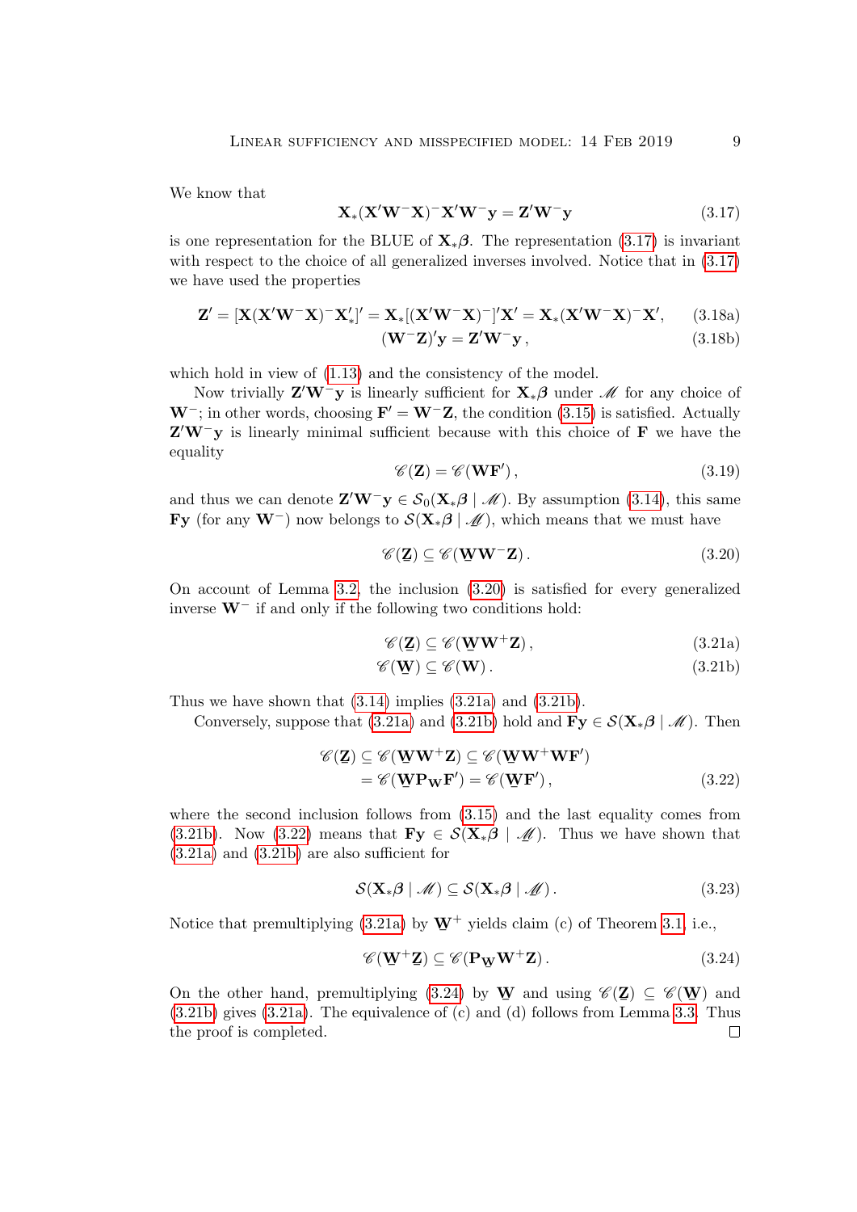We know that

$$\mathbf{X}_*(\mathbf{X}'\mathbf{W}^-\mathbf{X})^-\mathbf{X}'\mathbf{W}^-\mathbf{y} = \mathbf{Z}'\mathbf{W}^-\mathbf{y} \tag{3.17}$$

is one representation for the BLUE of $\mathbf{X}_*\boldsymbol{\beta}$. The representation (3.17) is invariant with respect to the choice of all generalized inverses involved. Notice that in (3.17) we have used the properties

$$\mathbf{Z}' = [\mathbf{X}(\mathbf{X}'\mathbf{W}^-\mathbf{X})^-\mathbf{X}_*']' = \mathbf{X}_*[(\mathbf{X}'\mathbf{W}^-\mathbf{X})^-]'\mathbf{X}' = \mathbf{X}_*(\mathbf{X}'\mathbf{W}^-\mathbf{X})^-\mathbf{X}', \tag{3.18a}$$

$$(\mathbf{W}^-\mathbf{Z})'\mathbf{y} = \mathbf{Z}'\mathbf{W}^-\mathbf{y}\,, \tag{3.18b}$$

which hold in view of (1.13) and the consistency of the model.

Now trivially $\mathbf{Z}'\mathbf{W}^-\mathbf{y}$ is linearly sufficient for $\mathbf{X}_*\boldsymbol{\beta}$ under $\mathscr{M}$ for any choice of $\mathbf{W}^-$; in other words, choosing $\mathbf{F}' = \mathbf{W}^-\mathbf{Z}$, the condition (3.15) is satisfied. Actually $\mathbf{Z}'\mathbf{W}^-\mathbf{y}$ is linearly minimal sufficient because with this choice of $\mathbf{F}$ we have the equality

$$\mathscr{C}(\mathbf{Z}) = \mathscr{C}(\mathbf{W}\mathbf{F}')\,, \tag{3.19}$$

and thus we can denote $\mathbf{Z}'\mathbf{W}^-\mathbf{y} \in \mathcal{S}_0(\mathbf{X}_*\boldsymbol{\beta} \mid \mathscr{M})$. By assumption (3.14), this same $\mathbf{F}\mathbf{y}$ (for any $\mathbf{W}^-$) now belongs to $\mathcal{S}(\mathbf{X}_*\boldsymbol{\beta} \mid \underline{\mathscr{M}})$, which means that we must have

$$\mathscr{C}(\underline{\mathbf{Z}}) \subseteq \mathscr{C}(\underline{\mathbf{W}}\mathbf{W}^-\mathbf{Z})\,. \tag{3.20}$$

On account of Lemma 3.2, the inclusion (3.20) is satisfied for every generalized inverse $\mathbf{W}^-$ if and only if the following two conditions hold:

$$\mathscr{C}(\underline{\mathbf{Z}}) \subseteq \mathscr{C}(\underline{\mathbf{W}}\mathbf{W}^+\mathbf{Z})\,, \tag{3.21a}$$

$$\mathscr{C}(\underline{\mathbf{W}}) \subseteq \mathscr{C}(\mathbf{W})\,. \tag{3.21b}$$

Thus we have shown that (3.14) implies (3.21a) and (3.21b).

Conversely, suppose that (3.21a) and (3.21b) hold and $\mathbf{F}\mathbf{y} \in \mathcal{S}(\mathbf{X}_*\boldsymbol{\beta} \mid \mathscr{M})$. Then

$$\begin{aligned}\mathscr{C}(\underline{\mathbf{Z}}) &\subseteq \mathscr{C}(\underline{\mathbf{W}}\mathbf{W}^+\mathbf{Z}) \subseteq \mathscr{C}(\underline{\mathbf{W}}\mathbf{W}^+\mathbf{W}\mathbf{F}') \\ &= \mathscr{C}(\underline{\mathbf{W}}\mathbf{P}_{\mathbf{W}}\mathbf{F}') = \mathscr{C}(\underline{\mathbf{W}}\mathbf{F}')\,,\end{aligned} \tag{3.22}$$

where the second inclusion follows from (3.15) and the last equality comes from (3.21b). Now (3.22) means that $\mathbf{F}\mathbf{y} \in \mathcal{S}(\underline{\mathbf{X}_*\boldsymbol{\beta}} \mid \underline{\mathscr{M}})$. Thus we have shown that (3.21a) and (3.21b) are also sufficient for

$$\mathcal{S}(\mathbf{X}_*\boldsymbol{\beta} \mid \mathscr{M}) \subseteq \mathcal{S}(\mathbf{X}_*\boldsymbol{\beta} \mid \underline{\mathscr{M}})\,. \tag{3.23}$$

Notice that premultiplying (3.21a) by $\underline{\mathbf{W}}^+$ yields claim (c) of Theorem 3.1, i.e.,

$$\mathscr{C}(\underline{\mathbf{W}}^+\underline{\mathbf{Z}}) \subseteq \mathscr{C}(\mathbf{P}_{\underline{\mathbf{W}}}\mathbf{W}^+\mathbf{Z})\,. \tag{3.24}$$

On the other hand, premultiplying (3.24) by $\underline{\mathbf{W}}$ and using $\mathscr{C}(\underline{\mathbf{Z}}) \subseteq \mathscr{C}(\underline{\mathbf{W}})$ and (3.21b) gives (3.21a). The equivalence of (c) and (d) follows from Lemma 3.3. Thus the proof is completed. $\square$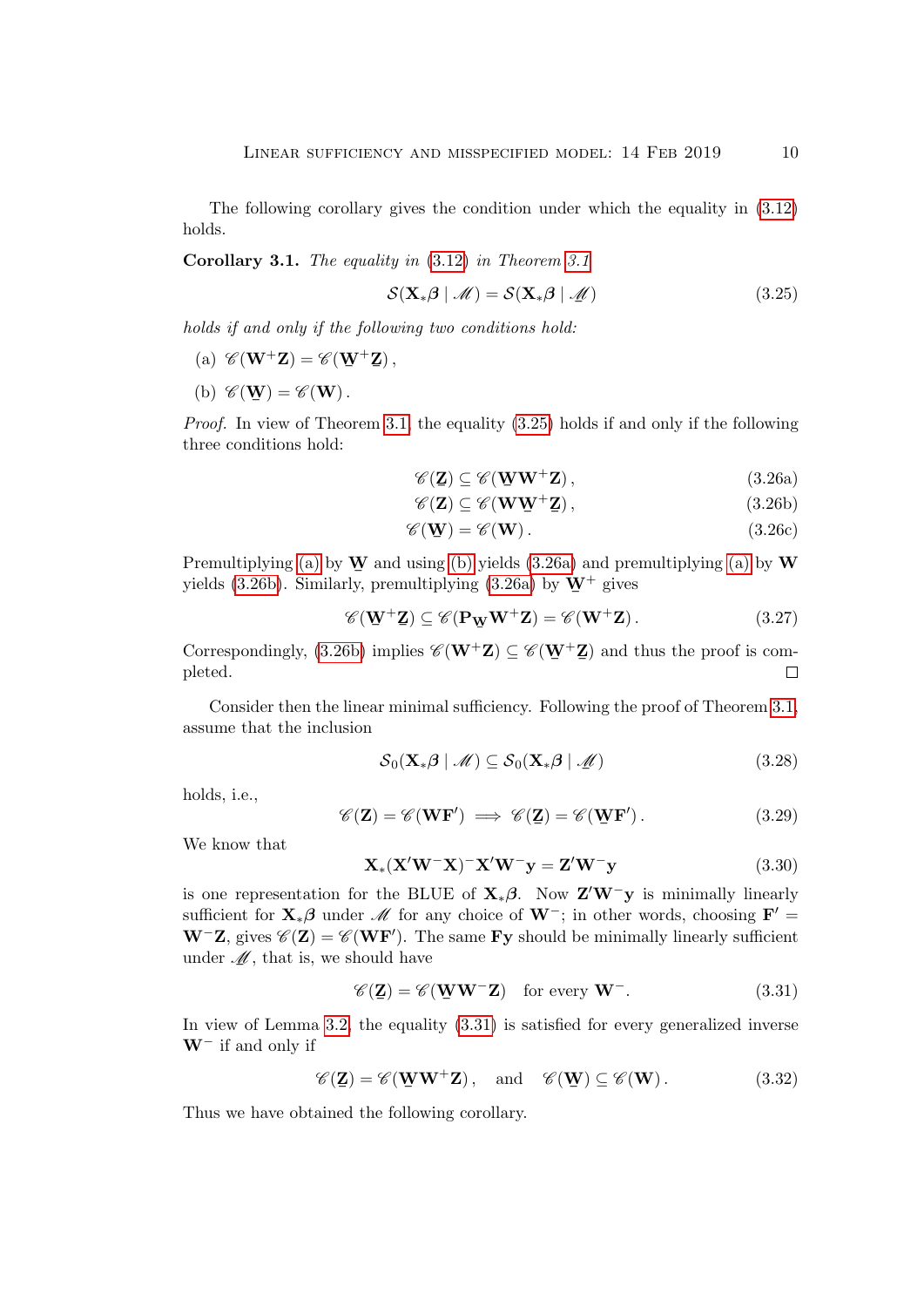The following corollary gives the condition under which the equality in (3.12) holds.

**Corollary 3.1.** *The equality in* (3.12) *in Theorem 3.1*

$$\mathcal{S}(\mathbf{X}_*\boldsymbol{\beta} \mid \mathscr{M}) = \mathcal{S}(\mathbf{X}_*\boldsymbol{\beta} \mid \underline{\mathscr{M}}) \tag{3.25}$$

*holds if and only if the following two conditions hold:*

(a) $\mathscr{C}(\mathbf{W}^+\mathbf{Z}) = \mathscr{C}(\underline{\mathbf{W}}^+\underline{\mathbf{Z}})$,

(b) $\mathscr{C}(\underline{\mathbf{W}}) = \mathscr{C}(\mathbf{W})$.

*Proof.* In view of Theorem 3.1, the equality (3.25) holds if and only if the following three conditions hold:

$$\mathscr{C}(\underline{\mathbf{Z}}) \subseteq \mathscr{C}(\underline{\mathbf{W}}\mathbf{W}^+\mathbf{Z}), \tag{3.26a}$$

$$\mathscr{C}(\mathbf{Z}) \subseteq \mathscr{C}(\mathbf{W}\underline{\mathbf{W}}^+\underline{\mathbf{Z}}), \tag{3.26b}$$

$$\mathscr{C}(\underline{\mathbf{W}}) = \mathscr{C}(\mathbf{W}). \tag{3.26c}$$

Premultiplying (a) by $\underline{\mathbf{W}}$ and using (b) yields (3.26a) and premultiplying (a) by $\mathbf{W}$ yields (3.26b). Similarly, premultiplying (3.26a) by $\underline{\mathbf{W}}^+$ gives

$$\mathscr{C}(\underline{\mathbf{W}}^+\underline{\mathbf{Z}}) \subseteq \mathscr{C}(\mathbf{P}_{\underline{\mathbf{W}}}\mathbf{W}^+\mathbf{Z}) = \mathscr{C}(\mathbf{W}^+\mathbf{Z}). \tag{3.27}$$

Correspondingly, (3.26b) implies $\mathscr{C}(\mathbf{W}^+\mathbf{Z}) \subseteq \mathscr{C}(\underline{\mathbf{W}}^+\underline{\mathbf{Z}})$ and thus the proof is completed. $\square$

Consider then the linear minimal sufficiency. Following the proof of Theorem 3.1, assume that the inclusion

$$\mathcal{S}_0(\mathbf{X}_*\boldsymbol{\beta} \mid \mathscr{M}) \subseteq \mathcal{S}_0(\mathbf{X}_*\boldsymbol{\beta} \mid \underline{\mathscr{M}}) \tag{3.28}$$

holds, i.e.,

$$\mathscr{C}(\mathbf{Z}) = \mathscr{C}(\mathbf{W}\mathbf{F}') \implies \mathscr{C}(\underline{\mathbf{Z}}) = \mathscr{C}(\underline{\mathbf{W}}\mathbf{F}'). \tag{3.29}$$

We know that

$$\mathbf{X}_*(\mathbf{X}'\mathbf{W}^-\mathbf{X})^-\mathbf{X}'\mathbf{W}^-\mathbf{y} = \mathbf{Z}'\mathbf{W}^-\mathbf{y} \tag{3.30}$$

is one representation for the BLUE of $\mathbf{X}_*\boldsymbol{\beta}$. Now $\mathbf{Z}'\mathbf{W}^-\mathbf{y}$ is minimally linearly sufficient for $\mathbf{X}_*\boldsymbol{\beta}$ under $\mathscr{M}$ for any choice of $\mathbf{W}^-$; in other words, choosing $\mathbf{F}' = \mathbf{W}^-\mathbf{Z}$, gives $\mathscr{C}(\mathbf{Z}) = \mathscr{C}(\mathbf{W}\mathbf{F}')$. The same $\mathbf{F}\mathbf{y}$ should be minimally linearly sufficient under $\underline{\mathscr{M}}$, that is, we should have

$$\mathscr{C}(\underline{\mathbf{Z}}) = \mathscr{C}(\underline{\mathbf{W}}\mathbf{W}^-\mathbf{Z}) \quad \text{for every } \mathbf{W}^-. \tag{3.31}$$

In view of Lemma 3.2, the equality (3.31) is satisfied for every generalized inverse $\mathbf{W}^-$ if and only if

$$\mathscr{C}(\underline{\mathbf{Z}}) = \mathscr{C}(\underline{\mathbf{W}}\mathbf{W}^+\mathbf{Z}), \quad \text{and} \quad \mathscr{C}(\underline{\mathbf{W}}) \subseteq \mathscr{C}(\mathbf{W}). \tag{3.32}$$

Thus we have obtained the following corollary.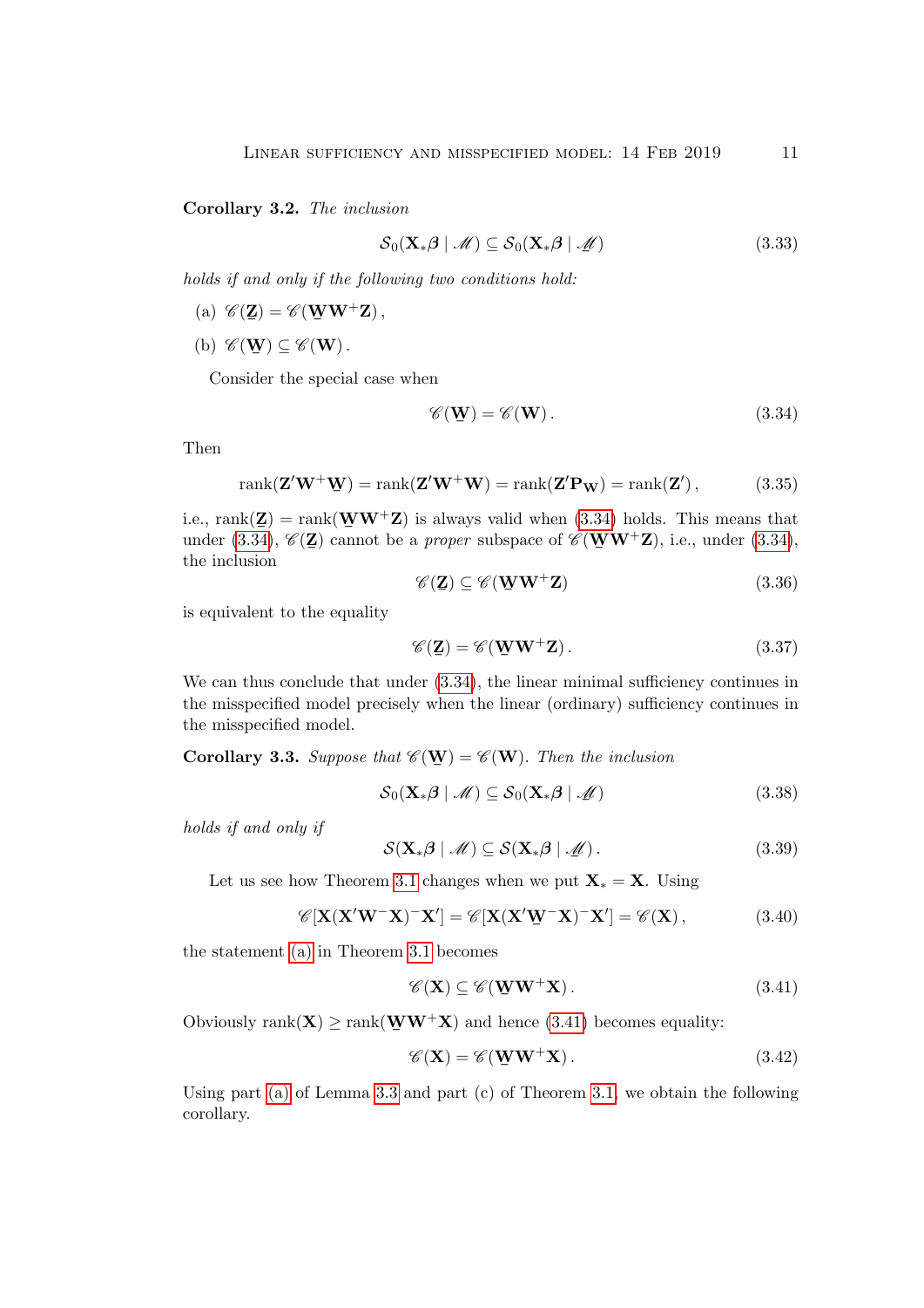**Corollary 3.2.** *The inclusion*

$$\mathcal{S}_0(\mathbf{X}_*\boldsymbol{\beta} \mid \mathscr{M}) \subseteq \mathcal{S}_0(\mathbf{X}_*\boldsymbol{\beta} \mid \underline{\mathscr{M}}) \tag{3.33}$$

*holds if and only if the following two conditions hold:*

(a) $\mathscr{C}(\underline{\mathbf{Z}}) = \mathscr{C}(\underline{\mathbf{W}}\mathbf{W}^+\mathbf{Z})$,

(b) $\mathscr{C}(\underline{\mathbf{W}}) \subseteq \mathscr{C}(\mathbf{W})$.

Consider the special case when

$$\mathscr{C}(\underline{\mathbf{W}}) = \mathscr{C}(\mathbf{W}). \tag{3.34}$$

Then

$$\operatorname{rank}(\mathbf{Z}'\mathbf{W}^+\underline{\mathbf{W}}) = \operatorname{rank}(\mathbf{Z}'\mathbf{W}^+\mathbf{W}) = \operatorname{rank}(\mathbf{Z}'\mathbf{P}_{\mathbf{W}}) = \operatorname{rank}(\mathbf{Z}'), \tag{3.35}$$

i.e., $\operatorname{rank}(\underline{\mathbf{Z}}) = \operatorname{rank}(\underline{\mathbf{W}}\mathbf{W}^+\mathbf{Z})$ is always valid when (3.34) holds. This means that under (3.34), $\mathscr{C}(\underline{\mathbf{Z}})$ cannot be a *proper* subspace of $\mathscr{C}(\underline{\mathbf{W}}\mathbf{W}^+\mathbf{Z})$, i.e., under (3.34), the inclusion

$$\mathscr{C}(\underline{\mathbf{Z}}) \subseteq \mathscr{C}(\underline{\mathbf{W}}\mathbf{W}^+\mathbf{Z}) \tag{3.36}$$

is equivalent to the equality

$$\mathscr{C}(\underline{\mathbf{Z}}) = \mathscr{C}(\underline{\mathbf{W}}\mathbf{W}^+\mathbf{Z}). \tag{3.37}$$

We can thus conclude that under (3.34), the linear minimal sufficiency continues in the misspecified model precisely when the linear (ordinary) sufficiency continues in the misspecified model.

**Corollary 3.3.** *Suppose that* $\mathscr{C}(\underline{\mathbf{W}}) = \mathscr{C}(\mathbf{W})$. *Then the inclusion*

$$\mathcal{S}_0(\mathbf{X}_*\boldsymbol{\beta} \mid \mathscr{M}) \subseteq \mathcal{S}_0(\mathbf{X}_*\boldsymbol{\beta} \mid \underline{\mathscr{M}}) \tag{3.38}$$

*holds if and only if*

$$\mathcal{S}(\mathbf{X}_*\boldsymbol{\beta} \mid \mathscr{M}) \subseteq \mathcal{S}(\mathbf{X}_*\boldsymbol{\beta} \mid \underline{\mathscr{M}}). \tag{3.39}$$

Let us see how Theorem 3.1 changes when we put $\mathbf{X}_* = \mathbf{X}$. Using

$$\mathscr{C}[\mathbf{X}(\mathbf{X}'\mathbf{W}^-\mathbf{X})^-\mathbf{X}'] = \mathscr{C}[\mathbf{X}(\mathbf{X}'\underline{\mathbf{W}}^-\mathbf{X})^-\mathbf{X}'] = \mathscr{C}(\mathbf{X}), \tag{3.40}$$

the statement (a) in Theorem 3.1 becomes

$$\mathscr{C}(\mathbf{X}) \subseteq \mathscr{C}(\underline{\mathbf{W}}\mathbf{W}^+\mathbf{X}). \tag{3.41}$$

Obviously $\operatorname{rank}(\mathbf{X}) \geq \operatorname{rank}(\underline{\mathbf{W}}\mathbf{W}^+\mathbf{X})$ and hence (3.41) becomes equality:

$$\mathscr{C}(\mathbf{X}) = \mathscr{C}(\underline{\mathbf{W}}\mathbf{W}^+\mathbf{X}). \tag{3.42}$$

Using part (a) of Lemma 3.3 and part (c) of Theorem 3.1, we obtain the following corollary.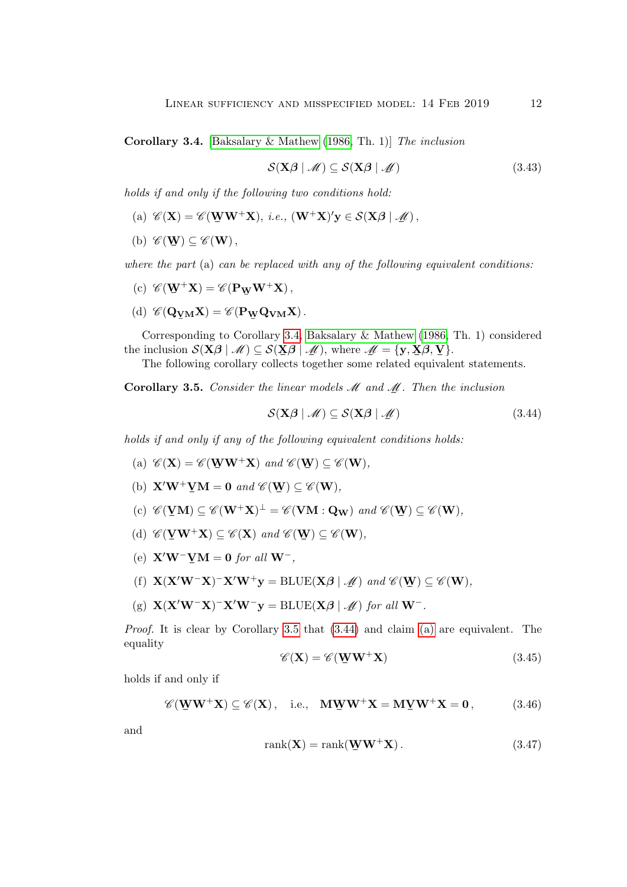**Corollary 3.4.** [Baksalary & Mathew (1986, Th. 1)] *The inclusion*

$$\mathcal{S}(\mathbf{X}\boldsymbol{\beta} \mid \mathscr{M}) \subseteq \mathcal{S}(\mathbf{X}\boldsymbol{\beta} \mid \underline{\mathscr{M}}) \tag{3.43}$$

*holds if and only if the following two conditions hold:*

(a) $\mathscr{C}(\mathbf{X}) = \mathscr{C}(\underline{\mathbf{W}}\mathbf{W}^{+}\mathbf{X})$, *i.e.,* $(\mathbf{W}^{+}\mathbf{X})'\mathbf{y} \in \mathcal{S}(\mathbf{X}\boldsymbol{\beta} \mid \underline{\mathscr{M}})$,

(b) $\mathscr{C}(\underline{\mathbf{W}}) \subseteq \mathscr{C}(\mathbf{W})$,

*where the part* (a) *can be replaced with any of the following equivalent conditions:*

(c) $\mathscr{C}(\underline{\mathbf{W}}^{+}\mathbf{X}) = \mathscr{C}(\mathbf{P}_{\underline{\mathbf{W}}}\mathbf{W}^{+}\mathbf{X})$,

(d) $\mathscr{C}(\mathbf{Q}_{\underline{\mathbf{V}}\mathbf{M}}\mathbf{X}) = \mathscr{C}(\mathbf{P}_{\underline{\mathbf{W}}}\mathbf{Q}_{\mathbf{V}\mathbf{M}}\mathbf{X})$.

Corresponding to Corollary 3.4, Baksalary & Mathew (1986, Th. 1) considered the inclusion $\mathcal{S}(\mathbf{X}\boldsymbol{\beta} \mid \mathscr{M}) \subseteq \mathcal{S}(\underline{\mathbf{X}}\boldsymbol{\beta} \mid \underline{\mathscr{M}})$, where $\underline{\mathscr{M}} = \{\mathbf{y}, \underline{\mathbf{X}}\boldsymbol{\beta}, \underline{\mathbf{V}}\}$.

The following corollary collects together some related equivalent statements.

**Corollary 3.5.** *Consider the linear models* $\mathscr{M}$ *and* $\underline{\mathscr{M}}$*. Then the inclusion*

$$\mathcal{S}(\mathbf{X}\boldsymbol{\beta} \mid \mathscr{M}) \subseteq \mathcal{S}(\mathbf{X}\boldsymbol{\beta} \mid \underline{\mathscr{M}}) \tag{3.44}$$

*holds if and only if any of the following equivalent conditions holds:*

(a) $\mathscr{C}(\mathbf{X}) = \mathscr{C}(\underline{\mathbf{W}}\mathbf{W}^{+}\mathbf{X})$ *and* $\mathscr{C}(\underline{\mathbf{W}}) \subseteq \mathscr{C}(\mathbf{W})$,

(b) $\mathbf{X}'\mathbf{W}^{+}\underline{\mathbf{V}}\mathbf{M} = \mathbf{0}$ *and* $\mathscr{C}(\underline{\mathbf{W}}) \subseteq \mathscr{C}(\mathbf{W})$,

(c) $\mathscr{C}(\underline{\mathbf{V}}\mathbf{M}) \subseteq \mathscr{C}(\mathbf{W}^{+}\mathbf{X})^{\perp} = \mathscr{C}(\mathbf{V}\mathbf{M} : \mathbf{Q}_{\mathbf{W}})$ *and* $\mathscr{C}(\underline{\mathbf{W}}) \subseteq \mathscr{C}(\mathbf{W})$,

(d) $\mathscr{C}(\underline{\mathbf{V}}\mathbf{W}^{+}\mathbf{X}) \subseteq \mathscr{C}(\mathbf{X})$ *and* $\mathscr{C}(\underline{\mathbf{W}}) \subseteq \mathscr{C}(\mathbf{W})$,

(e) $\mathbf{X}'\mathbf{W}^{-}\underline{\mathbf{V}}\mathbf{M} = \mathbf{0}$ *for all* $\mathbf{W}^{-}$,

(f) $\mathbf{X}(\mathbf{X}'\mathbf{W}^{-}\mathbf{X})^{-}\mathbf{X}'\mathbf{W}^{+}\mathbf{y} = \mathrm{BLUE}(\mathbf{X}\boldsymbol{\beta} \mid \underline{\mathscr{M}})$ *and* $\mathscr{C}(\underline{\mathbf{W}}) \subseteq \mathscr{C}(\mathbf{W})$,

(g) $\mathbf{X}(\mathbf{X}'\mathbf{W}^{-}\mathbf{X})^{-}\mathbf{X}'\mathbf{W}^{-}\mathbf{y} = \mathrm{BLUE}(\mathbf{X}\boldsymbol{\beta} \mid \underline{\mathscr{M}})$ *for all* $\mathbf{W}^{-}$.

*Proof.* It is clear by Corollary 3.5 that (3.44) and claim (a) are equivalent. The equality

$$\mathscr{C}(\mathbf{X}) = \mathscr{C}(\underline{\mathbf{W}}\mathbf{W}^{+}\mathbf{X}) \tag{3.45}$$

holds if and only if

$$\mathscr{C}(\underline{\mathbf{W}}\mathbf{W}^{+}\mathbf{X}) \subseteq \mathscr{C}(\mathbf{X}), \quad \text{i.e.,} \quad \mathbf{M}\underline{\mathbf{W}}\mathbf{W}^{+}\mathbf{X} = \mathbf{M}\underline{\mathbf{V}}\mathbf{W}^{+}\mathbf{X} = \mathbf{0}, \tag{3.46}$$

and

$$\operatorname{rank}(\mathbf{X}) = \operatorname{rank}(\underline{\mathbf{W}}\mathbf{W}^{+}\mathbf{X}). \tag{3.47}$$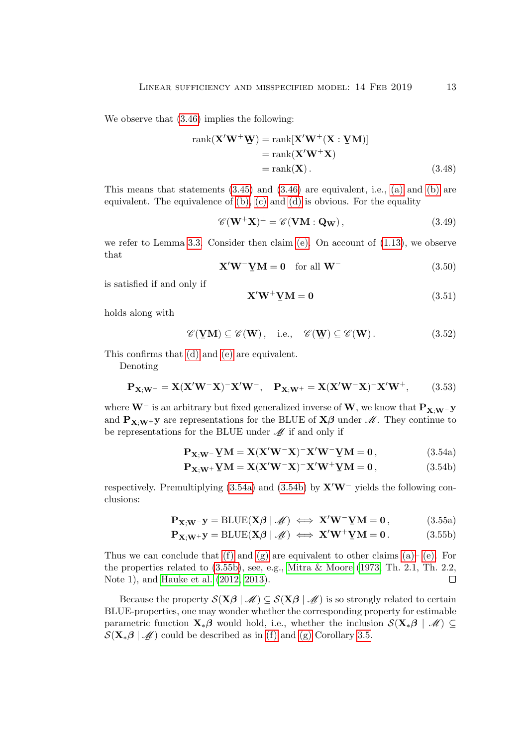We observe that (3.46) implies the following:

$$\begin{aligned}\operatorname{rank}(\mathbf{X}'\mathbf{W}^{+}\underline{\mathbf{W}}) &= \operatorname{rank}[\mathbf{X}'\mathbf{W}^{+}(\mathbf{X} : \underline{\mathbf{V}}\mathbf{M})] \\ &= \operatorname{rank}(\mathbf{X}'\mathbf{W}^{+}\mathbf{X}) \\ &= \operatorname{rank}(\mathbf{X}) . \end{aligned} \tag{3.48}$$

This means that statements (3.45) and (3.46) are equivalent, i.e., (a) and (b) are equivalent. The equivalence of (b), (c) and (d) is obvious. For the equality

$$\mathscr{C}(\mathbf{W}^{+}\mathbf{X})^{\perp} = \mathscr{C}(\mathbf{V}\mathbf{M} : \mathbf{Q}_{\mathbf{W}}) , \tag{3.49}$$

we refer to Lemma 3.3. Consider then claim (e). On account of (1.13), we observe that

$$\mathbf{X}'\mathbf{W}^{-}\underline{\mathbf{V}}\mathbf{M} = \mathbf{0} \quad \text{for all } \mathbf{W}^{-} \tag{3.50}$$

is satisfied if and only if

$$\mathbf{X}'\mathbf{W}^{+}\underline{\mathbf{V}}\mathbf{M} = \mathbf{0} \tag{3.51}$$

holds along with

$$\mathscr{C}(\underline{\mathbf{V}}\mathbf{M}) \subseteq \mathscr{C}(\mathbf{W}) , \quad \text{i.e.,} \quad \mathscr{C}(\underline{\mathbf{W}}) \subseteq \mathscr{C}(\mathbf{W}) . \tag{3.52}$$

This confirms that (d) and (e) are equivalent.

Denoting

$$\mathbf{P}_{\mathbf{X};\mathbf{W}^{-}} = \mathbf{X}(\mathbf{X}'\mathbf{W}^{-}\mathbf{X})^{-}\mathbf{X}'\mathbf{W}^{-}, \quad \mathbf{P}_{\mathbf{X};\mathbf{W}^{+}} = \mathbf{X}(\mathbf{X}'\mathbf{W}^{-}\mathbf{X})^{-}\mathbf{X}'\mathbf{W}^{+}, \tag{3.53}$$

where $\mathbf{W}^{-}$ is an arbitrary but fixed generalized inverse of $\mathbf{W}$, we know that $\mathbf{P}_{\mathbf{X};\mathbf{W}^{-}}\mathbf{y}$ and $\mathbf{P}_{\mathbf{X};\mathbf{W}^{+}}\mathbf{y}$ are representations for the BLUE of $\mathbf{X}\boldsymbol{\beta}$ under $\mathscr{M}$. They continue to be representations for the BLUE under $\underline{\mathscr{M}}$ if and only if

$$\mathbf{P}_{\mathbf{X};\mathbf{W}^{-}}\underline{\mathbf{V}}\mathbf{M} = \mathbf{X}(\mathbf{X}'\mathbf{W}^{-}\mathbf{X})^{-}\mathbf{X}'\mathbf{W}^{-}\underline{\mathbf{V}}\mathbf{M} = \mathbf{0} , \tag{3.54a}$$

$$\mathbf{P}_{\mathbf{X};\mathbf{W}^{+}}\underline{\mathbf{V}}\mathbf{M} = \mathbf{X}(\mathbf{X}'\mathbf{W}^{-}\mathbf{X})^{-}\mathbf{X}'\mathbf{W}^{+}\underline{\mathbf{V}}\mathbf{M} = \mathbf{0} , \tag{3.54b}$$

respectively. Premultiplying (3.54a) and (3.54b) by $\mathbf{X}'\mathbf{W}^{-}$ yields the following conclusions:

$$\mathbf{P}_{\mathbf{X};\mathbf{W}^{-}}\mathbf{y} = \operatorname{BLUE}(\mathbf{X}\boldsymbol{\beta} \mid \underline{\mathscr{M}}) \iff \mathbf{X}'\mathbf{W}^{-}\underline{\mathbf{V}}\mathbf{M} = \mathbf{0} , \tag{3.55a}$$

$$\mathbf{P}_{\mathbf{X};\mathbf{W}^{+}}\mathbf{y} = \operatorname{BLUE}(\mathbf{X}\boldsymbol{\beta} \mid \underline{\mathscr{M}}) \iff \mathbf{X}'\mathbf{W}^{+}\underline{\mathbf{V}}\mathbf{M} = \mathbf{0} . \tag{3.55b}$$

Thus we can conclude that (f) and (g) are equivalent to other claims (a)–(e). For the properties related to (3.55b), see, e.g., Mitra & Moore (1973, Th. 2.1, Th. 2.2, Note 1), and Hauke et al. (2012, 2013). $\square$

Because the property $\mathcal{S}(\mathbf{X}\boldsymbol{\beta} \mid \mathscr{M}) \subseteq \mathcal{S}(\mathbf{X}\boldsymbol{\beta} \mid \underline{\mathscr{M}})$ is so strongly related to certain BLUE-properties, one may wonder whether the corresponding property for estimable parametric function $\mathbf{X}_{*}\boldsymbol{\beta}$ would hold, i.e., whether the inclusion $\mathcal{S}(\mathbf{X}_{*}\boldsymbol{\beta} \mid \mathscr{M}) \subseteq \mathcal{S}(\mathbf{X}_{*}\boldsymbol{\beta} \mid \underline{\mathscr{M}})$ could be described as in (f) and (g) Corollary 3.5.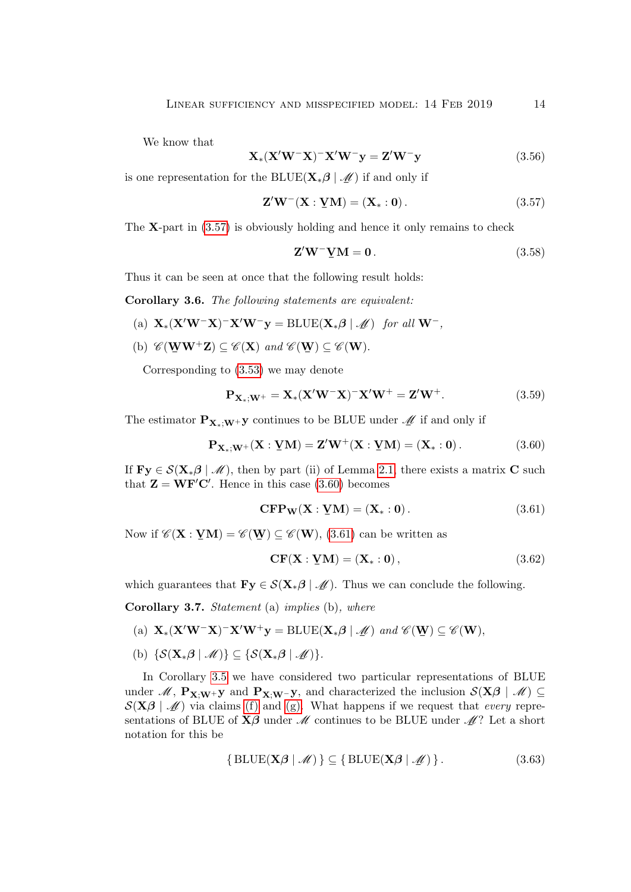We know that

$$\mathbf{X}_*(\mathbf{X}'\mathbf{W}^-\mathbf{X})^-\mathbf{X}'\mathbf{W}^-\mathbf{y} = \mathbf{Z}'\mathbf{W}^-\mathbf{y} \tag{3.56}$$

is one representation for the $\mathrm{BLUE}(\mathbf{X}_*\boldsymbol{\beta} \mid \underline{\mathscr{M}})$ if and only if

$$\mathbf{Z}'\mathbf{W}^-(\mathbf{X} : \underline{\mathbf{V}}\mathbf{M}) = (\mathbf{X}_* : \mathbf{0})\,. \tag{3.57}$$

The $\mathbf{X}$-part in (3.57) is obviously holding and hence it only remains to check

$$\mathbf{Z}'\mathbf{W}^-\underline{\mathbf{V}}\mathbf{M} = \mathbf{0}\,. \tag{3.58}$$

Thus it can be seen at once that the following result holds:

**Corollary 3.6.** *The following statements are equivalent:*

(a) $\mathbf{X}_*(\mathbf{X}'\mathbf{W}^-\mathbf{X})^-\mathbf{X}'\mathbf{W}^-\mathbf{y} = \mathrm{BLUE}(\mathbf{X}_*\boldsymbol{\beta} \mid \underline{\mathscr{M}})$ *for all* $\mathbf{W}^-$,

(b) $\mathscr{C}(\underline{\mathbf{W}}\mathbf{W}^+\mathbf{Z}) \subseteq \mathscr{C}(\mathbf{X})$ *and* $\mathscr{C}(\underline{\mathbf{W}}) \subseteq \mathscr{C}(\mathbf{W})$.

Corresponding to (3.53) we may denote

$$\mathbf{P}_{\mathbf{X}_*;\mathbf{W}^+} = \mathbf{X}_*(\mathbf{X}'\mathbf{W}^-\mathbf{X})^-\mathbf{X}'\mathbf{W}^+ = \mathbf{Z}'\mathbf{W}^+. \tag{3.59}$$

The estimator $\mathbf{P}_{\mathbf{X}_*;\mathbf{W}^+}\mathbf{y}$ continues to be BLUE under $\underline{\mathscr{M}}$ if and only if

$$\mathbf{P}_{\mathbf{X}_*;\mathbf{W}^+}(\mathbf{X} : \underline{\mathbf{V}}\mathbf{M}) = \mathbf{Z}'\mathbf{W}^+(\mathbf{X} : \underline{\mathbf{V}}\mathbf{M}) = (\mathbf{X}_* : \mathbf{0})\,. \tag{3.60}$$

If $\mathbf{F}\mathbf{y} \in \mathcal{S}(\mathbf{X}_*\boldsymbol{\beta} \mid \mathscr{M})$, then by part (ii) of Lemma 2.1, there exists a matrix $\mathbf{C}$ such that $\mathbf{Z} = \mathbf{W}\mathbf{F}'\mathbf{C}'$. Hence in this case (3.60) becomes

$$\mathbf{C}\mathbf{F}\mathbf{P}_{\mathbf{W}}(\mathbf{X} : \underline{\mathbf{V}}\mathbf{M}) = (\mathbf{X}_* : \mathbf{0})\,. \tag{3.61}$$

Now if $\mathscr{C}(\mathbf{X} : \underline{\mathbf{V}}\mathbf{M}) = \mathscr{C}(\underline{\mathbf{W}}) \subseteq \mathscr{C}(\mathbf{W})$, (3.61) can be written as

$$\mathbf{C}\mathbf{F}(\mathbf{X} : \underline{\mathbf{V}}\mathbf{M}) = (\mathbf{X}_* : \mathbf{0})\,, \tag{3.62}$$

which guarantees that $\mathbf{F}\mathbf{y} \in \mathcal{S}(\mathbf{X}_*\boldsymbol{\beta} \mid \underline{\mathscr{M}})$. Thus we can conclude the following.

**Corollary 3.7.** *Statement* (a) *implies* (b)*, where*

(a) $\mathbf{X}_*(\mathbf{X}'\mathbf{W}^-\mathbf{X})^-\mathbf{X}'\mathbf{W}^+\mathbf{y} = \mathrm{BLUE}(\mathbf{X}_*\boldsymbol{\beta} \mid \underline{\mathscr{M}})$ *and* $\mathscr{C}(\underline{\mathbf{W}}) \subseteq \mathscr{C}(\mathbf{W})$,

(b) $\{\mathcal{S}(\mathbf{X}_*\boldsymbol{\beta} \mid \mathscr{M})\} \subseteq \{\mathcal{S}(\mathbf{X}_*\boldsymbol{\beta} \mid \underline{\mathscr{M}})\}$.

In Corollary 3.5 we have considered two particular representations of BLUE under $\mathscr{M}$, $\mathbf{P}_{\mathbf{X};\mathbf{W}^+}\mathbf{y}$ and $\mathbf{P}_{\mathbf{X};\mathbf{W}^-}\mathbf{y}$, and characterized the inclusion $\mathcal{S}(\mathbf{X}\boldsymbol{\beta} \mid \mathscr{M}) \subseteq \mathcal{S}(\mathbf{X}\boldsymbol{\beta} \mid \underline{\mathscr{M}})$ via claims (f) and (g). What happens if we request that *every* representations of BLUE of $\mathbf{X}\boldsymbol{\beta}$ under $\mathscr{M}$ continues to be BLUE under $\underline{\mathscr{M}}$? Let a short notation for this be

$$\{\,\mathrm{BLUE}(\mathbf{X}\boldsymbol{\beta} \mid \mathscr{M})\,\} \subseteq \{\,\mathrm{BLUE}(\mathbf{X}\boldsymbol{\beta} \mid \underline{\mathscr{M}})\,\}\,. \tag{3.63}$$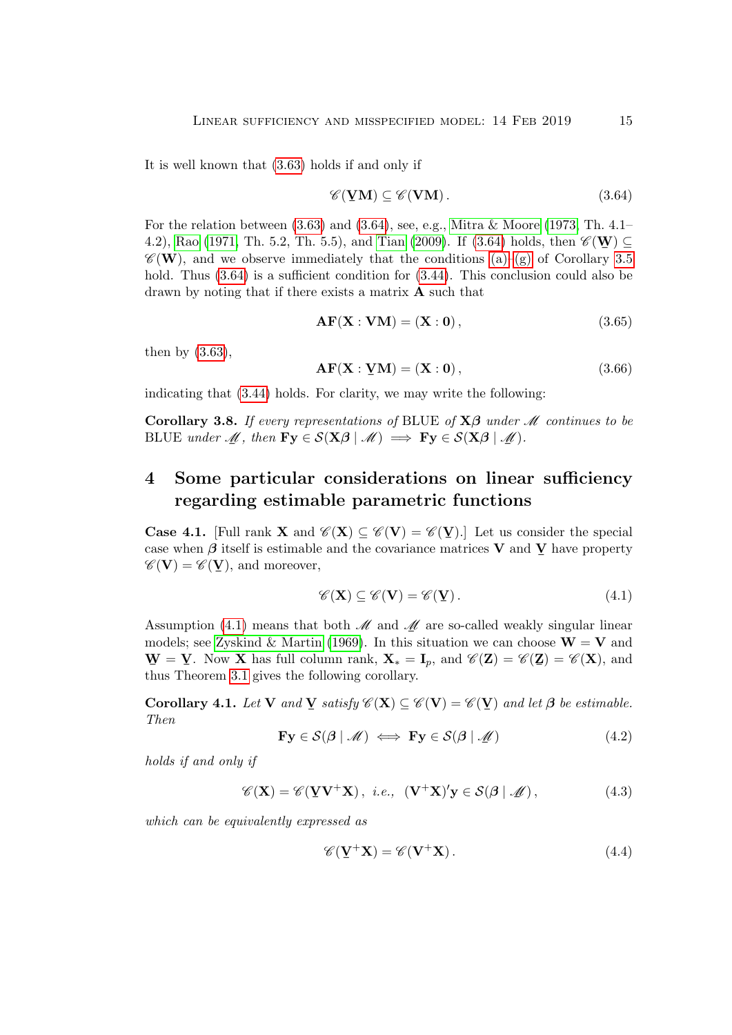It is well known that (3.63) holds if and only if

$$\mathscr{C}(\underline{\mathbf{V}}\mathbf{M}) \subseteq \mathscr{C}(\mathbf{V}\mathbf{M})\,. \tag{3.64}$$

For the relation between (3.63) and (3.64), see, e.g., Mitra & Moore (1973, Th. 4.1–4.2), Rao (1971, Th. 5.2, Th. 5.5), and Tian (2009). If (3.64) holds, then $\mathscr{C}(\underline{\mathbf{W}}) \subseteq \mathscr{C}(\mathbf{W})$, and we observe immediately that the conditions (a)–(g) of Corollary 3.5 hold. Thus (3.64) is a sufficient condition for (3.44). This conclusion could also be drawn by noting that if there exists a matrix $\mathbf{A}$ such that

$$\mathbf{A}\mathbf{F}(\mathbf{X} : \mathbf{V}\mathbf{M}) = (\mathbf{X} : \mathbf{0})\,, \tag{3.65}$$

then by (3.63),

$$\mathbf{A}\mathbf{F}(\mathbf{X} : \underline{\mathbf{V}}\mathbf{M}) = (\mathbf{X} : \mathbf{0})\,, \tag{3.66}$$

indicating that (3.44) holds. For clarity, we may write the following:

**Corollary 3.8.** *If every representations of* BLUE *of* $\mathbf{X}\boldsymbol{\beta}$ *under* $\mathscr{M}$ *continues to be* BLUE *under* $\underline{\mathscr{M}}$, *then* $\mathbf{F}\mathbf{y} \in \mathcal{S}(\mathbf{X}\boldsymbol{\beta} \mid \mathscr{M}) \implies \mathbf{F}\mathbf{y} \in \mathcal{S}(\mathbf{X}\boldsymbol{\beta} \mid \underline{\mathscr{M}})$.

## 4 Some particular considerations on linear sufficiency regarding estimable parametric functions

**Case 4.1.** [Full rank $\mathbf{X}$ and $\mathscr{C}(\mathbf{X}) \subseteq \mathscr{C}(\mathbf{V}) = \mathscr{C}(\underline{\mathbf{V}})$.] Let us consider the special case when $\boldsymbol{\beta}$ itself is estimable and the covariance matrices $\mathbf{V}$ and $\underline{\mathbf{V}}$ have property $\mathscr{C}(\mathbf{V}) = \mathscr{C}(\underline{\mathbf{V}})$, and moreover,

$$\mathscr{C}(\mathbf{X}) \subseteq \mathscr{C}(\mathbf{V}) = \mathscr{C}(\underline{\mathbf{V}})\,. \tag{4.1}$$

Assumption (4.1) means that both $\mathscr{M}$ and $\underline{\mathscr{M}}$ are so-called weakly singular linear models; see Zyskind & Martin (1969). In this situation we can choose $\mathbf{W} = \mathbf{V}$ and $\underline{\mathbf{W}} = \underline{\mathbf{V}}$. Now $\mathbf{X}$ has full column rank, $\mathbf{X}_* = \mathbf{I}_p$, and $\mathscr{C}(\mathbf{Z}) = \mathscr{C}(\underline{\mathbf{Z}}) = \mathscr{C}(\mathbf{X})$, and thus Theorem 3.1 gives the following corollary.

**Corollary 4.1.** *Let* $\mathbf{V}$ *and* $\underline{\mathbf{V}}$ *satisfy* $\mathscr{C}(\mathbf{X}) \subseteq \mathscr{C}(\mathbf{V}) = \mathscr{C}(\underline{\mathbf{V}})$ *and let* $\boldsymbol{\beta}$ *be estimable. Then*

$$\mathbf{F}\mathbf{y} \in \mathcal{S}(\boldsymbol{\beta} \mid \mathscr{M}) \iff \mathbf{F}\mathbf{y} \in \mathcal{S}(\boldsymbol{\beta} \mid \underline{\mathscr{M}}) \tag{4.2}$$

*holds if and only if*

$$\mathscr{C}(\mathbf{X}) = \mathscr{C}(\underline{\mathbf{V}}\mathbf{V}^{+}\mathbf{X})\,, \text{ i.e., } (\mathbf{V}^{+}\mathbf{X})'\mathbf{y} \in \mathcal{S}(\boldsymbol{\beta} \mid \underline{\mathscr{M}})\,, \tag{4.3}$$

*which can be equivalently expressed as*

$$\mathscr{C}(\underline{\mathbf{V}}^{+}\mathbf{X}) = \mathscr{C}(\mathbf{V}^{+}\mathbf{X})\,. \tag{4.4}$$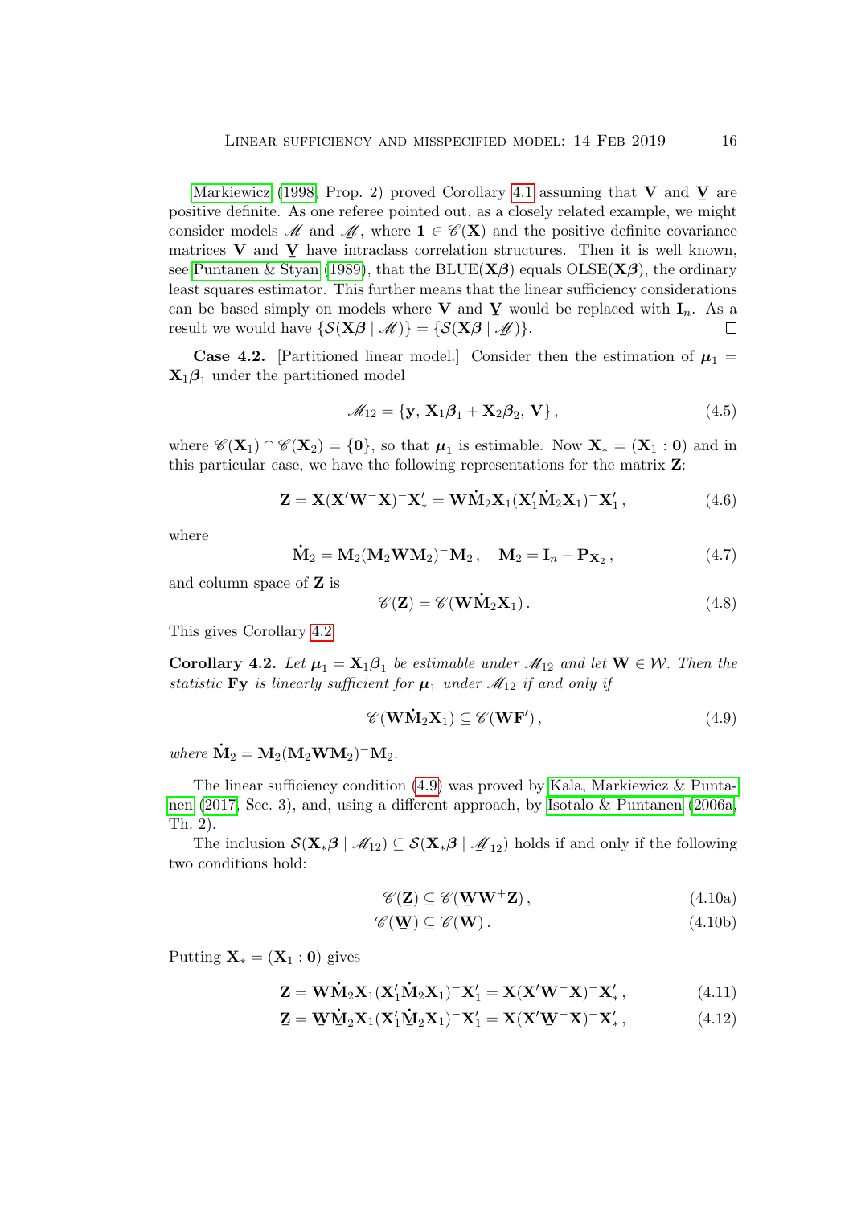Markiewicz (1998, Prop. 2) proved Corollary 4.1 assuming that $\mathbf{V}$ and $\underline{\mathbf{V}}$ are positive definite. As one referee pointed out, as a closely related example, we might consider models $\mathscr{M}$ and $\underline{\mathscr{M}}$, where $\mathbf{1} \in \mathscr{C}(\mathbf{X})$ and the positive definite covariance matrices $\mathbf{V}$ and $\underline{\mathbf{V}}$ have intraclass correlation structures. Then it is well known, see Puntanen & Styan (1989), that the BLUE($\mathbf{X}\boldsymbol{\beta}$) equals OLSE($\mathbf{X}\boldsymbol{\beta}$), the ordinary least squares estimator. This further means that the linear sufficiency considerations can be based simply on models where $\mathbf{V}$ and $\underline{\mathbf{V}}$ would be replaced with $\mathbf{I}_n$. As a result we would have $\{\mathcal{S}(\mathbf{X}\boldsymbol{\beta} \mid \mathscr{M})\} = \{\mathcal{S}(\mathbf{X}\boldsymbol{\beta} \mid \underline{\mathscr{M}})\}$. □

**Case 4.2.** [Partitioned linear model.] Consider then the estimation of $\boldsymbol{\mu}_1 = \mathbf{X}_1\boldsymbol{\beta}_1$ under the partitioned model

$$\mathscr{M}_{12} = \{\mathbf{y},\, \mathbf{X}_1\boldsymbol{\beta}_1 + \mathbf{X}_2\boldsymbol{\beta}_2,\, \mathbf{V}\}\,, \tag{4.5}$$

where $\mathscr{C}(\mathbf{X}_1) \cap \mathscr{C}(\mathbf{X}_2) = \{\mathbf{0}\}$, so that $\boldsymbol{\mu}_1$ is estimable. Now $\mathbf{X}_* = (\mathbf{X}_1 : \mathbf{0})$ and in this particular case, we have the following representations for the matrix $\mathbf{Z}$:

$$\mathbf{Z} = \mathbf{X}(\mathbf{X}'\mathbf{W}^-\mathbf{X})^-\mathbf{X}_*' = \mathbf{W}\dot{\mathbf{M}}_2\mathbf{X}_1(\mathbf{X}_1'\dot{\mathbf{M}}_2\mathbf{X}_1)^-\mathbf{X}_1'\,, \tag{4.6}$$

where

$$\dot{\mathbf{M}}_2 = \mathbf{M}_2(\mathbf{M}_2\mathbf{W}\mathbf{M}_2)^-\mathbf{M}_2\,, \quad \mathbf{M}_2 = \mathbf{I}_n - \mathbf{P}_{\mathbf{X}_2}\,, \tag{4.7}$$

and column space of $\mathbf{Z}$ is

$$\mathscr{C}(\mathbf{Z}) = \mathscr{C}(\mathbf{W}\dot{\mathbf{M}}_2\mathbf{X}_1)\,. \tag{4.8}$$

This gives Corollary 4.2.

**Corollary 4.2.** *Let $\boldsymbol{\mu}_1 = \mathbf{X}_1\boldsymbol{\beta}_1$ be estimable under $\mathscr{M}_{12}$ and let $\mathbf{W} \in \mathcal{W}$. Then the statistic $\mathbf{F}\mathbf{y}$ is linearly sufficient for $\boldsymbol{\mu}_1$ under $\mathscr{M}_{12}$ if and only if*

$$\mathscr{C}(\mathbf{W}\dot{\mathbf{M}}_2\mathbf{X}_1) \subseteq \mathscr{C}(\mathbf{W}\mathbf{F}')\,, \tag{4.9}$$

*where $\dot{\mathbf{M}}_2 = \mathbf{M}_2(\mathbf{M}_2\mathbf{W}\mathbf{M}_2)^-\mathbf{M}_2$.*

The linear sufficiency condition (4.9) was proved by Kala, Markiewicz & Puntanen (2017, Sec. 3), and, using a different approach, by Isotalo & Puntanen (2006a, Th. 2).

The inclusion $\mathcal{S}(\mathbf{X}_*\boldsymbol{\beta} \mid \mathscr{M}_{12}) \subseteq \mathcal{S}(\mathbf{X}_*\boldsymbol{\beta} \mid \underline{\mathscr{M}}_{12})$ holds if and only if the following two conditions hold:

$$\mathscr{C}(\underline{\mathbf{Z}}) \subseteq \mathscr{C}(\underline{\mathbf{W}}\mathbf{W}^+\mathbf{Z})\,, \tag{4.10a}$$

$$\mathscr{C}(\underline{\mathbf{W}}) \subseteq \mathscr{C}(\mathbf{W})\,. \tag{4.10b}$$

Putting $\mathbf{X}_* = (\mathbf{X}_1 : \mathbf{0})$ gives

$$\mathbf{Z} = \mathbf{W}\dot{\mathbf{M}}_2\mathbf{X}_1(\mathbf{X}_1'\dot{\mathbf{M}}_2\mathbf{X}_1)^-\mathbf{X}_1' = \mathbf{X}(\mathbf{X}'\mathbf{W}^-\mathbf{X})^-\mathbf{X}_*'\,, \tag{4.11}$$

$$\underline{\mathbf{Z}} = \underline{\mathbf{W}}\underline{\dot{\mathbf{M}}}_2\mathbf{X}_1(\mathbf{X}_1'\underline{\dot{\mathbf{M}}}_2\mathbf{X}_1)^-\mathbf{X}_1' = \mathbf{X}(\mathbf{X}'\underline{\mathbf{W}}^-\mathbf{X})^-\mathbf{X}_*'\,, \tag{4.12}$$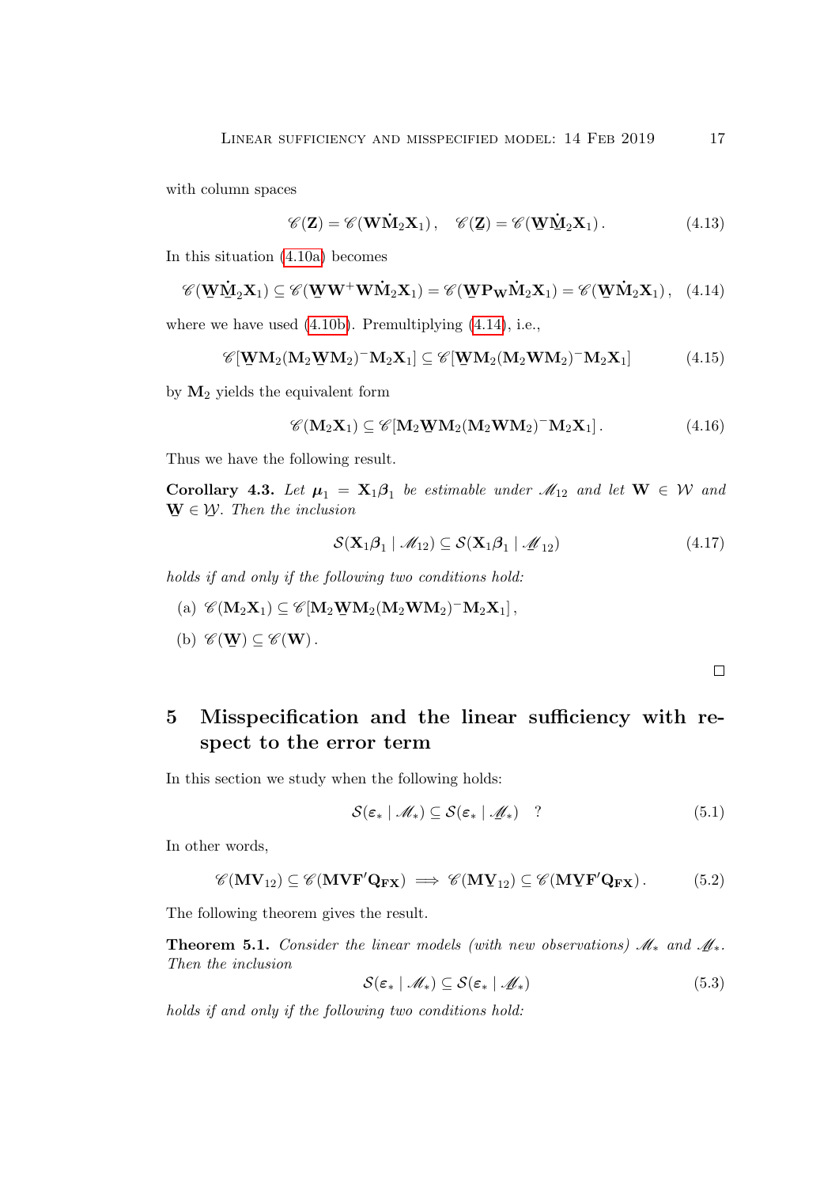with column spaces

$$\mathscr{C}(\mathbf{Z}) = \mathscr{C}(\mathbf{W}\dot{\mathbf{M}}_2\mathbf{X}_1)\,, \quad \mathscr{C}(\underline{\mathbf{Z}}) = \mathscr{C}(\underline{\mathbf{W}}\dot{\underline{\mathbf{M}}}_2\mathbf{X}_1)\,. \tag{4.13}$$

In this situation (4.10a) becomes

$$\mathscr{C}(\underline{\mathbf{W}}\dot{\underline{\mathbf{M}}}_2\mathbf{X}_1) \subseteq \mathscr{C}(\underline{\mathbf{W}}\mathbf{W}^+\mathbf{W}\dot{\mathbf{M}}_2\mathbf{X}_1) = \mathscr{C}(\underline{\mathbf{W}}\mathbf{P}_{\mathbf{W}}\dot{\mathbf{M}}_2\mathbf{X}_1) = \mathscr{C}(\underline{\mathbf{W}}\dot{\mathbf{M}}_2\mathbf{X}_1)\,, \tag{4.14}$$

where we have used (4.10b). Premultiplying (4.14), i.e.,

$$\mathscr{C}[\underline{\mathbf{W}}\mathbf{M}_2(\mathbf{M}_2\underline{\mathbf{W}}\mathbf{M}_2)^-\mathbf{M}_2\mathbf{X}_1] \subseteq \mathscr{C}[\underline{\mathbf{W}}\mathbf{M}_2(\mathbf{M}_2\mathbf{W}\mathbf{M}_2)^-\mathbf{M}_2\mathbf{X}_1] \tag{4.15}$$

by $\mathbf{M}_2$ yields the equivalent form

$$\mathscr{C}(\mathbf{M}_2\mathbf{X}_1) \subseteq \mathscr{C}[\mathbf{M}_2\underline{\mathbf{W}}\mathbf{M}_2(\mathbf{M}_2\mathbf{W}\mathbf{M}_2)^-\mathbf{M}_2\mathbf{X}_1]\,. \tag{4.16}$$

Thus we have the following result.

**Corollary 4.3.** *Let $\boldsymbol{\mu}_1 = \mathbf{X}_1\boldsymbol{\beta}_1$ be estimable under $\mathscr{M}_{12}$ and let $\mathbf{W} \in \mathcal{W}$ and $\underline{\mathbf{W}} \in \underline{\mathcal{W}}$. Then the inclusion*

$$\mathcal{S}(\mathbf{X}_1\boldsymbol{\beta}_1 \mid \mathscr{M}_{12}) \subseteq \mathcal{S}(\mathbf{X}_1\boldsymbol{\beta}_1 \mid \underline{\mathscr{M}}_{12}) \tag{4.17}$$

*holds if and only if the following two conditions hold:*

(a) $\mathscr{C}(\mathbf{M}_2\mathbf{X}_1) \subseteq \mathscr{C}[\mathbf{M}_2\underline{\mathbf{W}}\mathbf{M}_2(\mathbf{M}_2\mathbf{W}\mathbf{M}_2)^-\mathbf{M}_2\mathbf{X}_1]\,,$

(b) $\mathscr{C}(\underline{\mathbf{W}}) \subseteq \mathscr{C}(\mathbf{W})\,.$

□

## 5 Misspecification and the linear sufficiency with respect to the error term

In this section we study when the following holds:

$$\mathcal{S}(\boldsymbol{\varepsilon}_* \mid \mathscr{M}_*) \subseteq \mathcal{S}(\boldsymbol{\varepsilon}_* \mid \underline{\mathscr{M}}_*) \quad ? \tag{5.1}$$

In other words,

$$\mathscr{C}(\mathbf{M}\mathbf{V}_{12}) \subseteq \mathscr{C}(\mathbf{M}\mathbf{V}\mathbf{F}'\mathbf{Q}_{\mathbf{F}\mathbf{X}}) \implies \mathscr{C}(\mathbf{M}\underline{\mathbf{V}}_{12}) \subseteq \mathscr{C}(\mathbf{M}\underline{\mathbf{V}}\mathbf{F}'\mathbf{Q}_{\mathbf{F}\mathbf{X}})\,. \tag{5.2}$$

The following theorem gives the result.

**Theorem 5.1.** *Consider the linear models (with new observations) $\mathscr{M}_*$ and $\underline{\mathscr{M}}_*$. Then the inclusion*

$$\mathcal{S}(\boldsymbol{\varepsilon}_* \mid \mathscr{M}_*) \subseteq \mathcal{S}(\boldsymbol{\varepsilon}_* \mid \underline{\mathscr{M}}_*) \tag{5.3}$$

*holds if and only if the following two conditions hold:*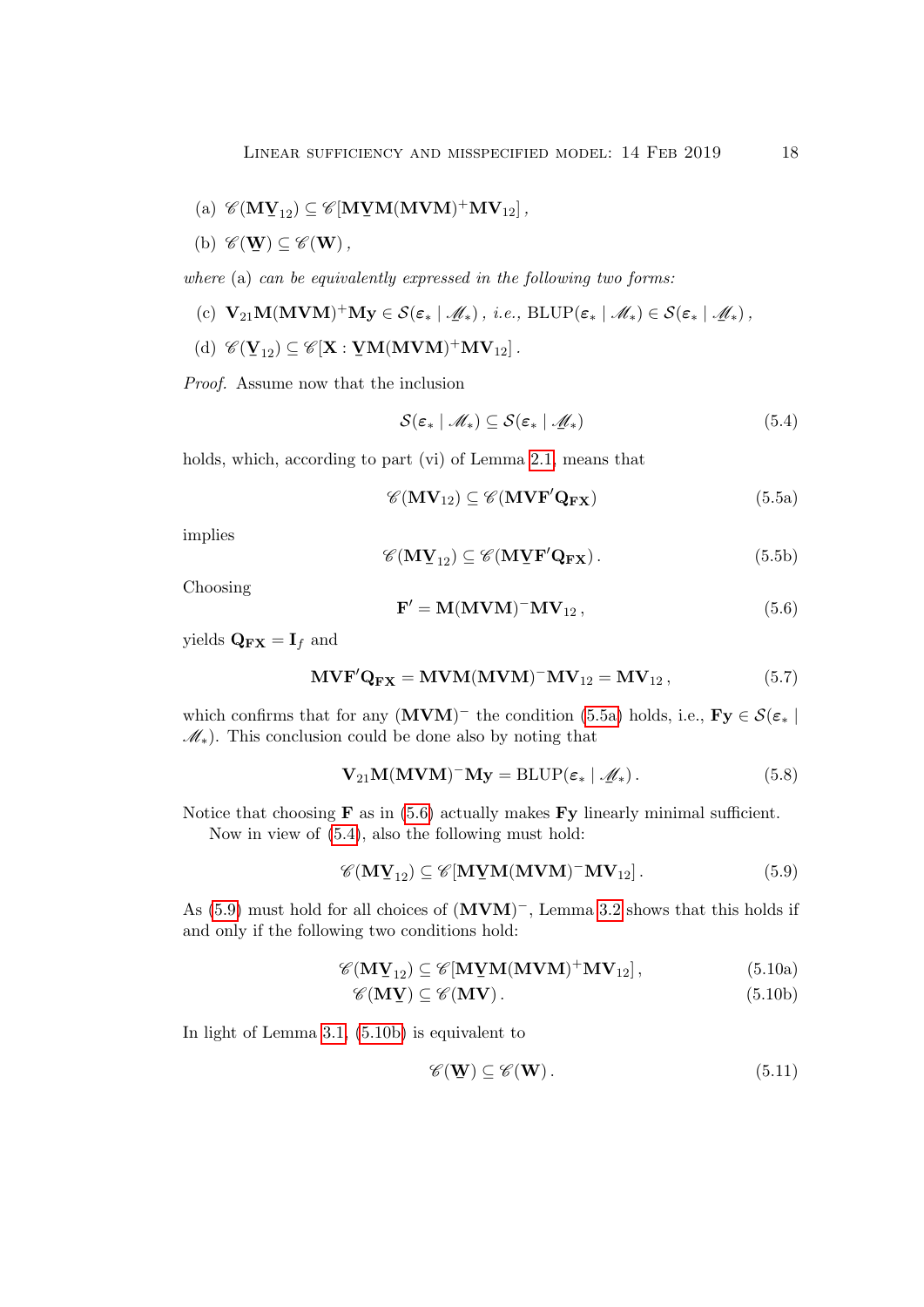(a) $\mathscr{C}(\mathbf{M}\underline{\mathbf{V}}_{12}) \subseteq \mathscr{C}[\mathbf{M}\underline{\mathbf{V}}\mathbf{M}(\mathbf{MVM})^{+}\mathbf{MV}_{12}]$,

(b) $\mathscr{C}(\underline{\mathbf{W}}) \subseteq \mathscr{C}(\mathbf{W})$,

*where* (a) *can be equivalently expressed in the following two forms:*

(c) $\mathbf{V}_{21}\mathbf{M}(\mathbf{MVM})^{+}\mathbf{My} \in \mathcal{S}(\boldsymbol{\varepsilon}_* \mid \underline{\mathscr{M}}_*)$ , *i.e.,* $\mathrm{BLUP}(\boldsymbol{\varepsilon}_* \mid \mathscr{M}_*) \in \mathcal{S}(\boldsymbol{\varepsilon}_* \mid \underline{\mathscr{M}}_*)$ ,

(d) $\mathscr{C}(\underline{\mathbf{V}}_{12}) \subseteq \mathscr{C}[\mathbf{X} : \underline{\mathbf{V}}\mathbf{M}(\mathbf{MVM})^{+}\mathbf{MV}_{12}]$.

*Proof.* Assume now that the inclusion

$$\mathcal{S}(\boldsymbol{\varepsilon}_* \mid \mathscr{M}_*) \subseteq \mathcal{S}(\boldsymbol{\varepsilon}_* \mid \underline{\mathscr{M}}_*) \tag{5.4}$$

holds, which, according to part (vi) of Lemma 2.1, means that

$$\mathscr{C}(\mathbf{MV}_{12}) \subseteq \mathscr{C}(\mathbf{MVF}'\mathbf{Q}_{\mathbf{FX}}) \tag{5.5a}$$

implies

$$\mathscr{C}(\mathbf{M}\underline{\mathbf{V}}_{12}) \subseteq \mathscr{C}(\mathbf{M}\underline{\mathbf{V}}\mathbf{F}'\mathbf{Q}_{\mathbf{FX}}) \,. \tag{5.5b}$$

Choosing

$$\mathbf{F}' = \mathbf{M}(\mathbf{MVM})^{-}\mathbf{MV}_{12} \,, \tag{5.6}$$

yields $\mathbf{Q}_{\mathbf{FX}} = \mathbf{I}_f$ and

$$\mathbf{MVF}'\mathbf{Q}_{\mathbf{FX}} = \mathbf{MVM}(\mathbf{MVM})^{-}\mathbf{MV}_{12} = \mathbf{MV}_{12} \,, \tag{5.7}$$

which confirms that for any $(\mathbf{MVM})^{-}$ the condition (5.5a) holds, i.e., $\mathbf{Fy} \in \mathcal{S}(\boldsymbol{\varepsilon}_* \mid \mathscr{M}_*)$. This conclusion could be done also by noting that

$$\mathbf{V}_{21}\mathbf{M}(\mathbf{MVM})^{-}\mathbf{My} = \mathrm{BLUP}(\boldsymbol{\varepsilon}_* \mid \mathscr{M}_*) \,. \tag{5.8}$$

Notice that choosing $\mathbf{F}$ as in (5.6) actually makes $\mathbf{Fy}$ linearly minimal sufficient.

Now in view of (5.4), also the following must hold:

$$\mathscr{C}(\mathbf{M}\underline{\mathbf{V}}_{12}) \subseteq \mathscr{C}[\mathbf{M}\underline{\mathbf{V}}\mathbf{M}(\mathbf{MVM})^{-}\mathbf{MV}_{12}] \,. \tag{5.9}$$

As (5.9) must hold for all choices of $(\mathbf{MVM})^{-}$, Lemma 3.2 shows that this holds if and only if the following two conditions hold:

$$\mathscr{C}(\mathbf{M}\underline{\mathbf{V}}_{12}) \subseteq \mathscr{C}[\mathbf{M}\underline{\mathbf{V}}\mathbf{M}(\mathbf{MVM})^{+}\mathbf{MV}_{12}] \,, \tag{5.10a}$$

$$\mathscr{C}(\mathbf{M}\underline{\mathbf{V}}) \subseteq \mathscr{C}(\mathbf{MV}) \,. \tag{5.10b}$$

In light of Lemma 3.1, (5.10b) is equivalent to

$$\mathscr{C}(\underline{\mathbf{W}}) \subseteq \mathscr{C}(\mathbf{W}) \,. \tag{5.11}$$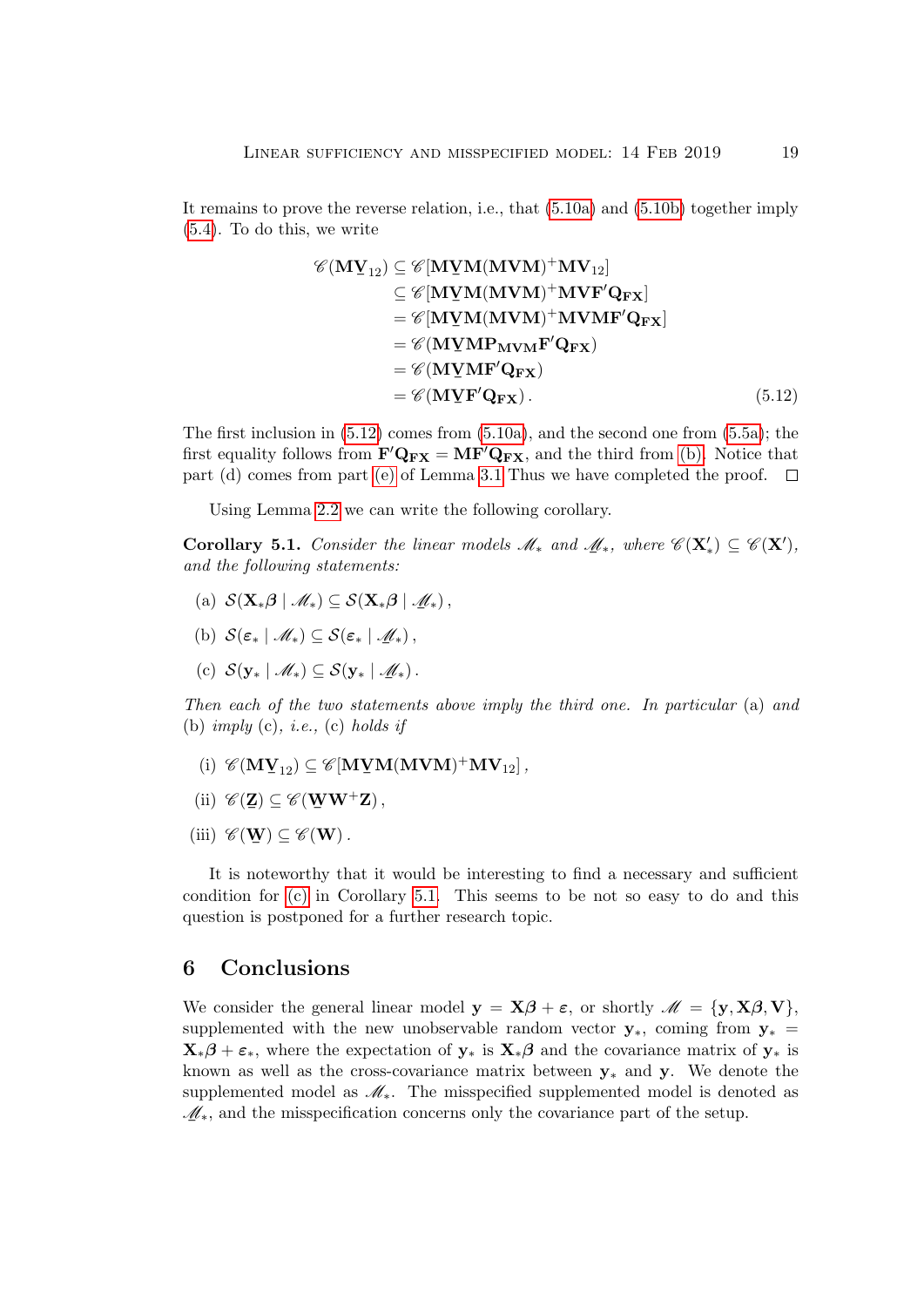It remains to prove the reverse relation, i.e., that (5.10a) and (5.10b) together imply (5.4). To do this, we write

$$
\begin{aligned}
\mathscr{C}(\mathbf{M}\underline{\mathbf{V}}_{12}) &\subseteq \mathscr{C}[\mathbf{M}\underline{\mathbf{V}}\mathbf{M}(\mathbf{MVM})^{+}\mathbf{MV}_{12}] \\
&\subseteq \mathscr{C}[\mathbf{M}\underline{\mathbf{V}}\mathbf{M}(\mathbf{MVM})^{+}\mathbf{MVF}'\mathbf{Q}_{\mathbf{FX}}] \\
&= \mathscr{C}[\mathbf{M}\underline{\mathbf{V}}\mathbf{M}(\mathbf{MVM})^{+}\mathbf{MVMF}'\mathbf{Q}_{\mathbf{FX}}] \\
&= \mathscr{C}(\mathbf{M}\underline{\mathbf{V}}\mathbf{M}\mathbf{P}_{\mathbf{MVM}}\mathbf{F}'\mathbf{Q}_{\mathbf{FX}}) \\
&= \mathscr{C}(\mathbf{M}\underline{\mathbf{V}}\mathbf{M}\mathbf{F}'\mathbf{Q}_{\mathbf{FX}}) \\
&= \mathscr{C}(\mathbf{M}\underline{\mathbf{V}}\mathbf{F}'\mathbf{Q}_{\mathbf{FX}})\,.
\end{aligned}
\tag{5.12}
$$

The first inclusion in (5.12) comes from (5.10a), and the second one from (5.5a); the first equality follows from $\mathbf{F}'\mathbf{Q}_{\mathbf{FX}} = \mathbf{MF}'\mathbf{Q}_{\mathbf{FX}}$, and the third from (b). Notice that part (d) comes from part (e) of Lemma 3.1 Thus we have completed the proof. □

Using Lemma 2.2 we can write the following corollary.

**Corollary 5.1.** *Consider the linear models $\mathscr{M}_*$ and $\underline{\mathscr{M}}_*$, where $\mathscr{C}(\mathbf{X}_*') \subseteq \mathscr{C}(\mathbf{X}')$, and the following statements:*

(a) $\mathcal{S}(\mathbf{X}_*\boldsymbol{\beta} \mid \mathscr{M}_*) \subseteq \mathcal{S}(\mathbf{X}_*\boldsymbol{\beta} \mid \underline{\mathscr{M}}_*)\,,$

(b) $\mathcal{S}(\boldsymbol{\varepsilon}_* \mid \mathscr{M}_*) \subseteq \mathcal{S}(\boldsymbol{\varepsilon}_* \mid \underline{\mathscr{M}}_*)\,,$

(c) $\mathcal{S}(\mathbf{y}_* \mid \mathscr{M}_*) \subseteq \mathcal{S}(\mathbf{y}_* \mid \underline{\mathscr{M}}_*)\,.$

*Then each of the two statements above imply the third one. In particular* (a) *and* (b) *imply* (c)*, i.e.,* (c) *holds if*

(i) $\mathscr{C}(\mathbf{M}\underline{\mathbf{V}}_{12}) \subseteq \mathscr{C}[\mathbf{M}\underline{\mathbf{V}}\mathbf{M}(\mathbf{MVM})^{+}\mathbf{MV}_{12}]\,,$

(ii) $\mathscr{C}(\underline{\mathbf{Z}}) \subseteq \mathscr{C}(\underline{\mathbf{W}}\mathbf{W}^{+}\mathbf{Z})\,,$

(iii) $\mathscr{C}(\underline{\mathbf{W}}) \subseteq \mathscr{C}(\mathbf{W})\,.$

It is noteworthy that it would be interesting to find a necessary and sufficient condition for (c) in Corollary 5.1. This seems to be not so easy to do and this question is postponed for a further research topic.

## 6 Conclusions

We consider the general linear model $\mathbf{y} = \mathbf{X}\boldsymbol{\beta} + \boldsymbol{\varepsilon}$, or shortly $\mathscr{M} = \{\mathbf{y}, \mathbf{X}\boldsymbol{\beta}, \mathbf{V}\}$, supplemented with the new unobservable random vector $\mathbf{y}_*$, coming from $\mathbf{y}_* = \mathbf{X}_*\boldsymbol{\beta} + \boldsymbol{\varepsilon}_*$, where the expectation of $\mathbf{y}_*$ is $\mathbf{X}_*\boldsymbol{\beta}$ and the covariance matrix of $\mathbf{y}_*$ is known as well as the cross-covariance matrix between $\mathbf{y}_*$ and $\mathbf{y}$. We denote the supplemented model as $\mathscr{M}_*$. The misspecified supplemented model is denoted as $\underline{\mathscr{M}}_*$, and the misspecification concerns only the covariance part of the setup.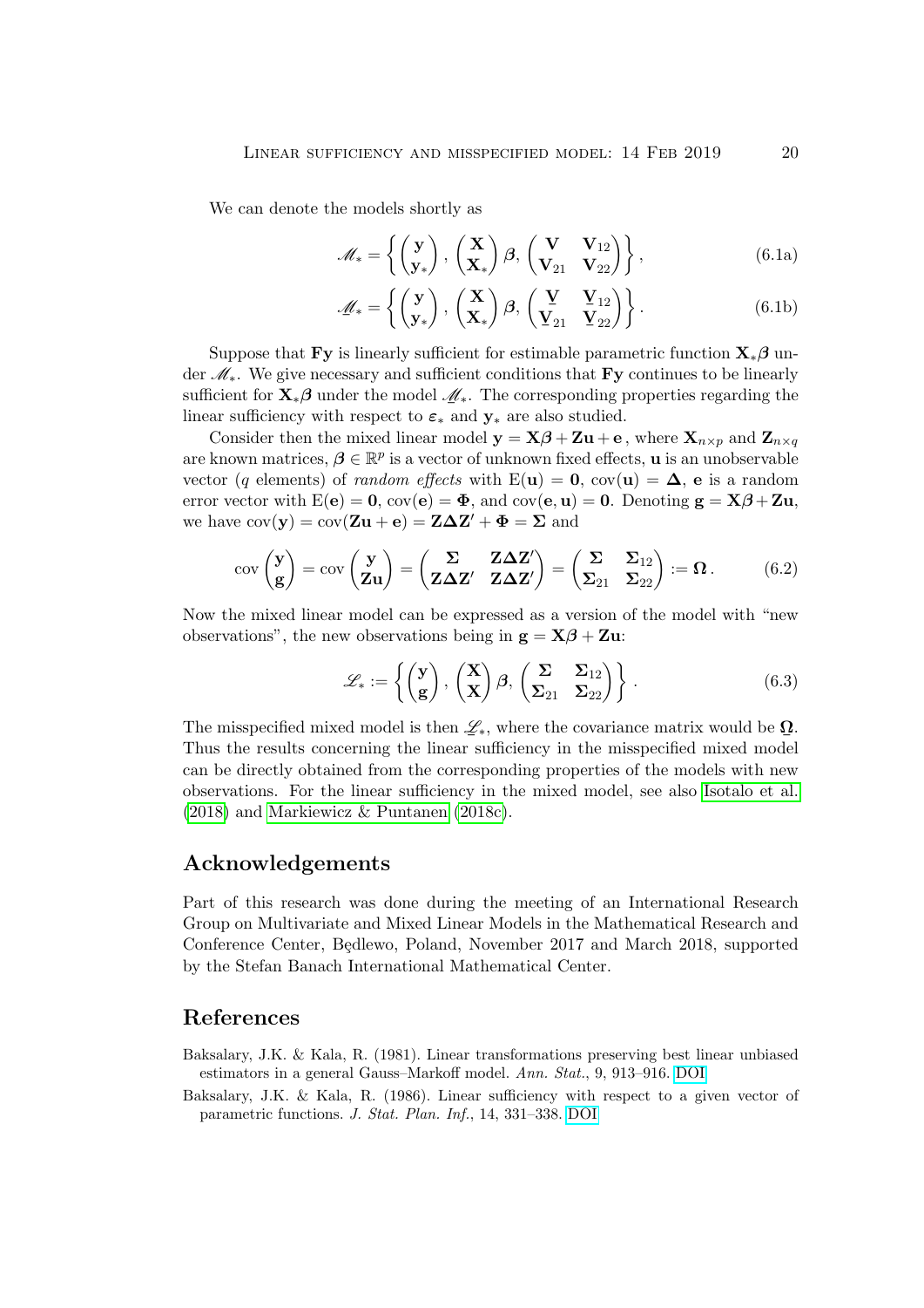We can denote the models shortly as

$$\mathscr{M}_* = \left\{ \begin{pmatrix} \mathbf{y} \\ \mathbf{y}_* \end{pmatrix}, \begin{pmatrix} \mathbf{X} \\ \mathbf{X}_* \end{pmatrix} \boldsymbol{\beta}, \begin{pmatrix} \mathbf{V} & \mathbf{V}_{12} \\ \mathbf{V}_{21} & \mathbf{V}_{22} \end{pmatrix} \right\}, \tag{6.1a}$$

$$\underline{\mathscr{M}}_* = \left\{ \begin{pmatrix} \mathbf{y} \\ \mathbf{y}_* \end{pmatrix}, \begin{pmatrix} \mathbf{X} \\ \mathbf{X}_* \end{pmatrix} \boldsymbol{\beta}, \begin{pmatrix} \underline{\mathbf{V}} & \underline{\mathbf{V}}_{12} \\ \underline{\mathbf{V}}_{21} & \underline{\mathbf{V}}_{22} \end{pmatrix} \right\}. \tag{6.1b}$$

Suppose that $\mathbf{Fy}$ is linearly sufficient for estimable parametric function $\mathbf{X}_*\boldsymbol{\beta}$ under $\mathscr{M}_*$. We give necessary and sufficient conditions that $\mathbf{Fy}$ continues to be linearly sufficient for $\mathbf{X}_*\boldsymbol{\beta}$ under the model $\underline{\mathscr{M}}_*$. The corresponding properties regarding the linear sufficiency with respect to $\boldsymbol{\varepsilon}_*$ and $\mathbf{y}_*$ are also studied.

Consider then the mixed linear model $\mathbf{y} = \mathbf{X}\boldsymbol{\beta} + \mathbf{Zu} + \mathbf{e}$, where $\mathbf{X}_{n\times p}$ and $\mathbf{Z}_{n\times q}$ are known matrices, $\boldsymbol{\beta} \in \mathbb{R}^p$ is a vector of unknown fixed effects, $\mathbf{u}$ is an unobservable vector ($q$ elements) of *random effects* with $\mathrm{E}(\mathbf{u}) = \mathbf{0}$, $\mathrm{cov}(\mathbf{u}) = \boldsymbol{\Delta}$, $\mathbf{e}$ is a random error vector with $\mathrm{E}(\mathbf{e}) = \mathbf{0}$, $\mathrm{cov}(\mathbf{e}) = \boldsymbol{\Phi}$, and $\mathrm{cov}(\mathbf{e}, \mathbf{u}) = \mathbf{0}$. Denoting $\mathbf{g} = \mathbf{X}\boldsymbol{\beta} + \mathbf{Zu}$, we have $\mathrm{cov}(\mathbf{y}) = \mathrm{cov}(\mathbf{Zu} + \mathbf{e}) = \mathbf{Z}\boldsymbol{\Delta}\mathbf{Z}' + \boldsymbol{\Phi} = \boldsymbol{\Sigma}$ and

$$\mathrm{cov}\begin{pmatrix} \mathbf{y} \\ \mathbf{g} \end{pmatrix} = \mathrm{cov}\begin{pmatrix} \mathbf{y} \\ \mathbf{Zu} \end{pmatrix} = \begin{pmatrix} \boldsymbol{\Sigma} & \mathbf{Z}\boldsymbol{\Delta}\mathbf{Z}' \\ \mathbf{Z}\boldsymbol{\Delta}\mathbf{Z}' & \mathbf{Z}\boldsymbol{\Delta}\mathbf{Z}' \end{pmatrix} = \begin{pmatrix} \boldsymbol{\Sigma} & \boldsymbol{\Sigma}_{12} \\ \boldsymbol{\Sigma}_{21} & \boldsymbol{\Sigma}_{22} \end{pmatrix} := \boldsymbol{\Omega}\,. \tag{6.2}$$

Now the mixed linear model can be expressed as a version of the model with "new observations", the new observations being in $\mathbf{g} = \mathbf{X}\boldsymbol{\beta} + \mathbf{Zu}$:

$$\mathscr{L}_* := \left\{ \begin{pmatrix} \mathbf{y} \\ \mathbf{g} \end{pmatrix}, \begin{pmatrix} \mathbf{X} \\ \mathbf{X} \end{pmatrix} \boldsymbol{\beta}, \begin{pmatrix} \boldsymbol{\Sigma} & \boldsymbol{\Sigma}_{12} \\ \boldsymbol{\Sigma}_{21} & \boldsymbol{\Sigma}_{22} \end{pmatrix} \right\}. \tag{6.3}$$

The misspecified mixed model is then $\underline{\mathscr{L}}_*$, where the covariance matrix would be $\underline{\boldsymbol{\Omega}}$. Thus the results concerning the linear sufficiency in the misspecified mixed model can be directly obtained from the corresponding properties of the models with new observations. For the linear sufficiency in the mixed model, see also Isotalo et al. (2018) and Markiewicz & Puntanen (2018c).

## Acknowledgements

Part of this research was done during the meeting of an International Research Group on Multivariate and Mixed Linear Models in the Mathematical Research and Conference Center, Będlewo, Poland, November 2017 and March 2018, supported by the Stefan Banach International Mathematical Center.

## References

Baksalary, J.K. & Kala, R. (1981). Linear transformations preserving best linear unbiased estimators in a general Gauss–Markoff model. *Ann. Stat.*, 9, 913–916. DOI

Baksalary, J.K. & Kala, R. (1986). Linear sufficiency with respect to a given vector of parametric functions. *J. Stat. Plan. Inf.*, 14, 331–338. DOI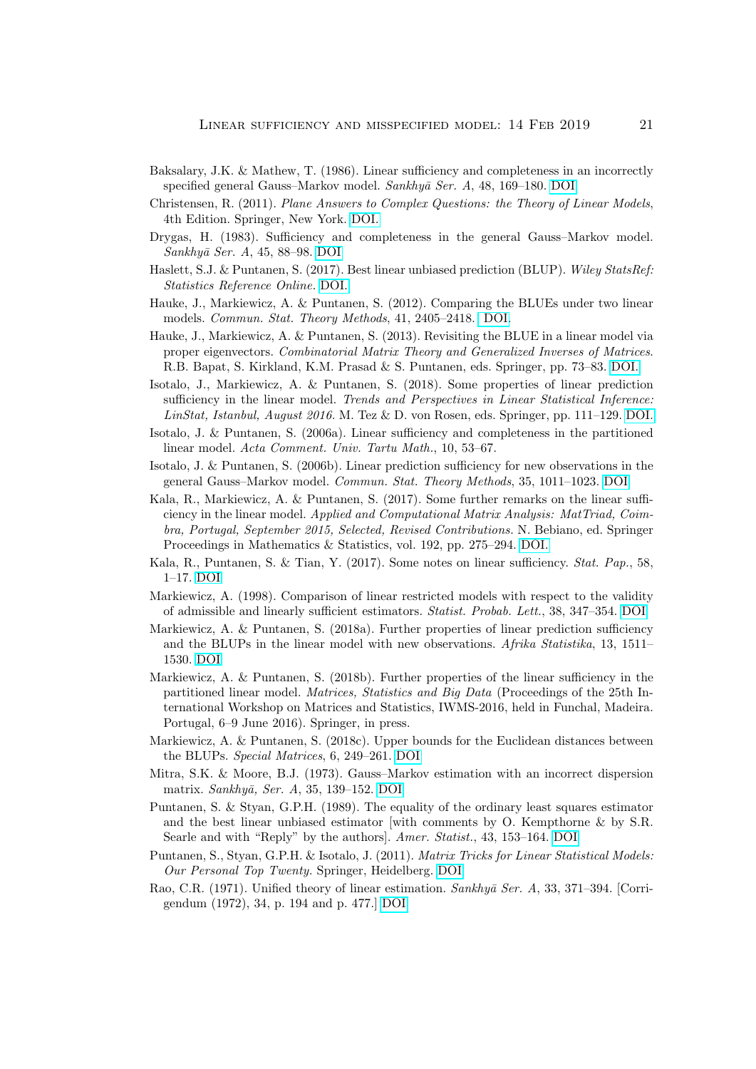Baksalary, J.K. & Mathew, T. (1986). Linear sufficiency and completeness in an incorrectly specified general Gauss–Markov model. *Sankhyā Ser. A*, 48, 169–180. DOI

Christensen, R. (2011). *Plane Answers to Complex Questions: the Theory of Linear Models*, 4th Edition. Springer, New York. DOI.

Drygas, H. (1983). Sufficiency and completeness in the general Gauss–Markov model. *Sankhyā Ser. A*, 45, 88–98. DOI

Haslett, S.J. & Puntanen, S. (2017). Best linear unbiased prediction (BLUP). *Wiley StatsRef: Statistics Reference Online*. DOI.

Hauke, J., Markiewicz, A. & Puntanen, S. (2012). Comparing the BLUEs under two linear models. *Commun. Stat. Theory Methods*, 41, 2405–2418. DOI.

Hauke, J., Markiewicz, A. & Puntanen, S. (2013). Revisiting the BLUE in a linear model via proper eigenvectors. *Combinatorial Matrix Theory and Generalized Inverses of Matrices*. R.B. Bapat, S. Kirkland, K.M. Prasad & S. Puntanen, eds. Springer, pp. 73–83. DOI.

Isotalo, J., Markiewicz, A. & Puntanen, S. (2018). Some properties of linear prediction sufficiency in the linear model. *Trends and Perspectives in Linear Statistical Inference: LinStat, Istanbul, August 2016*. M. Tez & D. von Rosen, eds. Springer, pp. 111–129. DOI.

Isotalo, J. & Puntanen, S. (2006a). Linear sufficiency and completeness in the partitioned linear model. *Acta Comment. Univ. Tartu Math.*, 10, 53–67.

Isotalo, J. & Puntanen, S. (2006b). Linear prediction sufficiency for new observations in the general Gauss–Markov model. *Commun. Stat. Theory Methods*, 35, 1011–1023. DOI

Kala, R., Markiewicz, A. & Puntanen, S. (2017). Some further remarks on the linear sufficiency in the linear model. *Applied and Computational Matrix Analysis: MatTriad, Coimbra, Portugal, September 2015, Selected, Revised Contributions*. N. Bebiano, ed. Springer Proceedings in Mathematics & Statistics, vol. 192, pp. 275–294. DOI.

Kala, R., Puntanen, S. & Tian, Y. (2017). Some notes on linear sufficiency. *Stat. Pap.*, 58, 1–17. DOI

Markiewicz, A. (1998). Comparison of linear restricted models with respect to the validity of admissible and linearly sufficient estimators. *Statist. Probab. Lett.*, 38, 347–354. DOI

Markiewicz, A. & Puntanen, S. (2018a). Further properties of linear prediction sufficiency and the BLUPs in the linear model with new observations. *Afrika Statistika*, 13, 1511–1530. DOI

Markiewicz, A. & Puntanen, S. (2018b). Further properties of the linear sufficiency in the partitioned linear model. *Matrices, Statistics and Big Data* (Proceedings of the 25th International Workshop on Matrices and Statistics, IWMS-2016, held in Funchal, Madeira. Portugal, 6–9 June 2016). Springer, in press.

Markiewicz, A. & Puntanen, S. (2018c). Upper bounds for the Euclidean distances between the BLUPs. *Special Matrices*, 6, 249–261. DOI

Mitra, S.K. & Moore, B.J. (1973). Gauss–Markov estimation with an incorrect dispersion matrix. *Sankhyā, Ser. A*, 35, 139–152. DOI

Puntanen, S. & Styan, G.P.H. (1989). The equality of the ordinary least squares estimator and the best linear unbiased estimator [with comments by O. Kempthorne & by S.R. Searle and with "Reply" by the authors]. *Amer. Statist.*, 43, 153–164. DOI

Puntanen, S., Styan, G.P.H. & Isotalo, J. (2011). *Matrix Tricks for Linear Statistical Models: Our Personal Top Twenty*. Springer, Heidelberg. DOI

Rao, C.R. (1971). Unified theory of linear estimation. *Sankhyā Ser. A*, 33, 371–394. [Corrigendum (1972), 34, p. 194 and p. 477.] DOI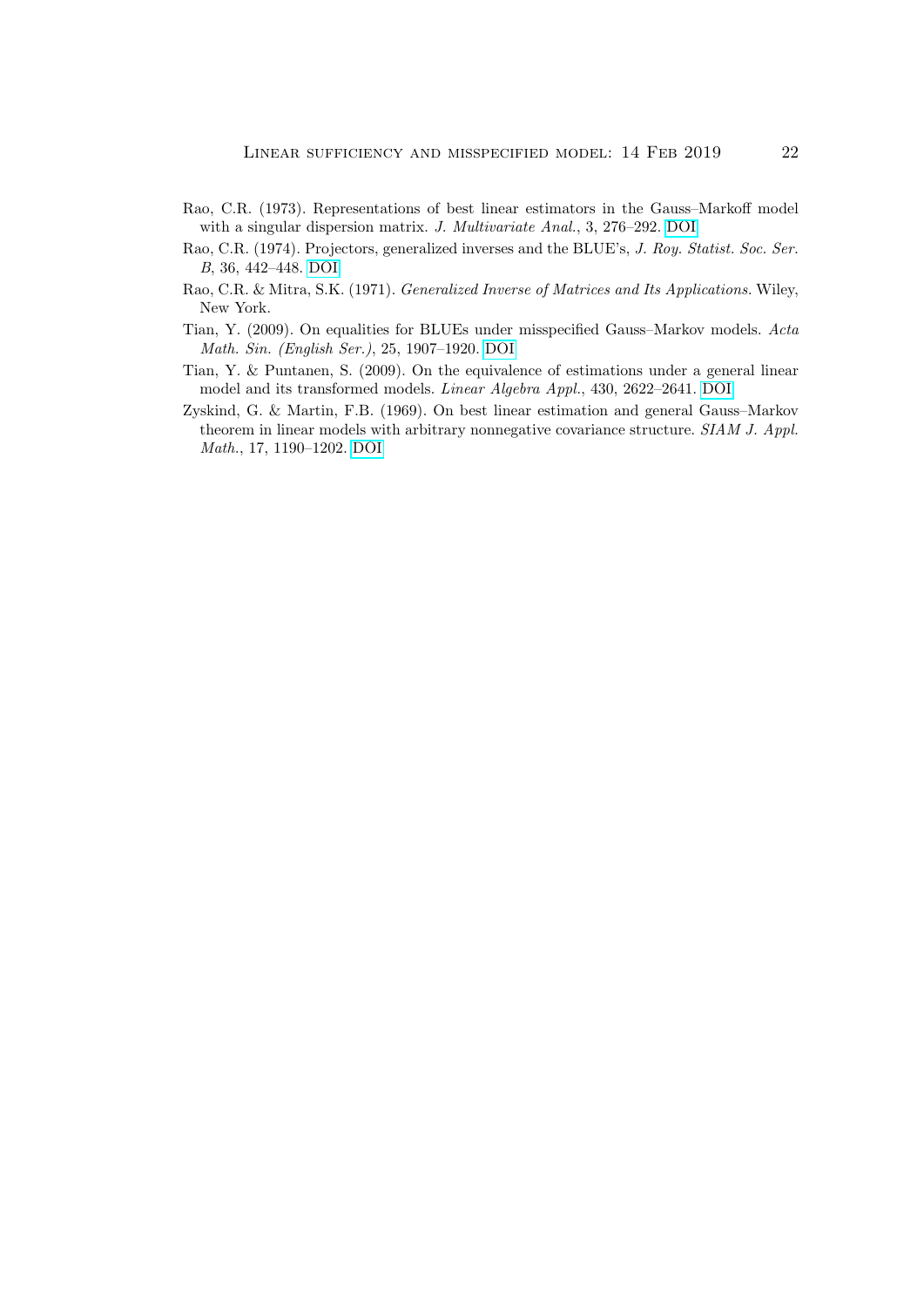Rao, C.R. (1973). Representations of best linear estimators in the Gauss–Markoff model with a singular dispersion matrix. *J. Multivariate Anal.*, 3, 276–292. DOI

Rao, C.R. (1974). Projectors, generalized inverses and the BLUE's, *J. Roy. Statist. Soc. Ser. B*, 36, 442–448. DOI

Rao, C.R. & Mitra, S.K. (1971). *Generalized Inverse of Matrices and Its Applications.* Wiley, New York.

Tian, Y. (2009). On equalities for BLUEs under misspecified Gauss–Markov models. *Acta Math. Sin. (English Ser.)*, 25, 1907–1920. DOI

Tian, Y. & Puntanen, S. (2009). On the equivalence of estimations under a general linear model and its transformed models. *Linear Algebra Appl.*, 430, 2622–2641. DOI

Zyskind, G. & Martin, F.B. (1969). On best linear estimation and general Gauss–Markov theorem in linear models with arbitrary nonnegative covariance structure. *SIAM J. Appl. Math.*, 17, 1190–1202. DOI